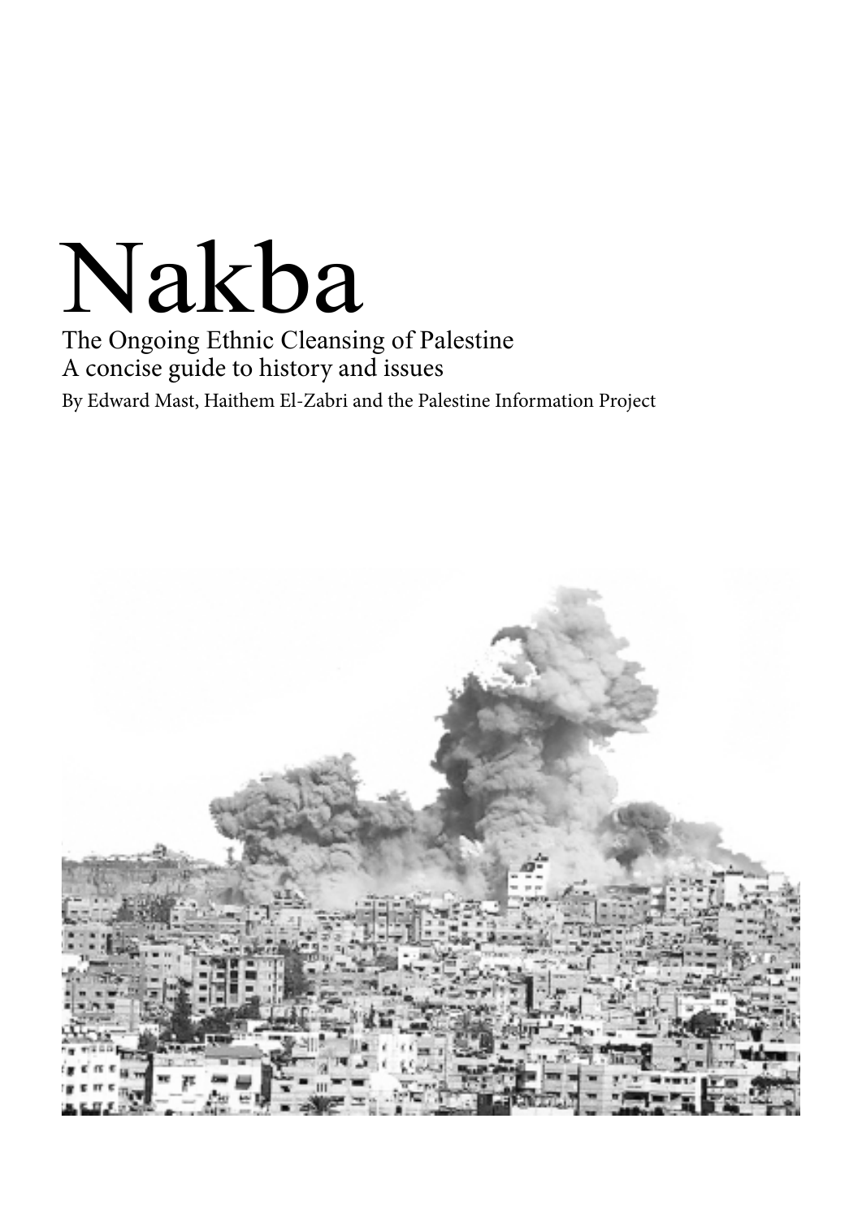# Nakba

The Ongoing Ethnic Cleansing of Palestine
A concise guide to history and issues

By Edward Mast, Haithem El-Zabri and the Palestine Information Project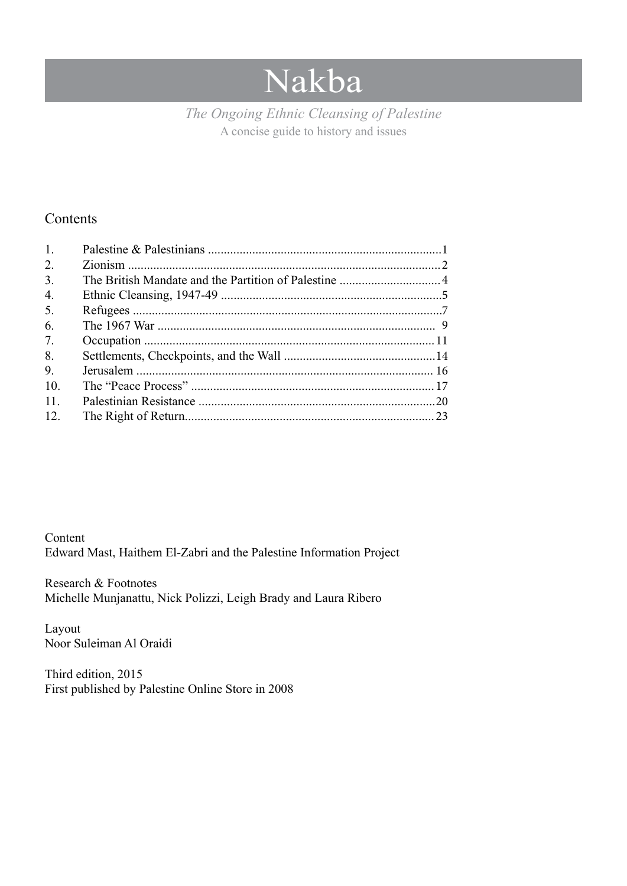# Nakba

*The Ongoing Ethnic Cleansing of Palestine*

A concise guide to history and issues

## Contents

| | | |
|---|---|---|
| 1. | Palestine & Palestinians | 1 |
| 2. | Zionism | 2 |
| 3. | The British Mandate and the Partition of Palestine | 4 |
| 4. | Ethnic Cleansing, 1947-49 | 5 |
| 5. | Refugees | 7 |
| 6. | The 1967 War | 9 |
| 7. | Occupation | 11 |
| 8. | Settlements, Checkpoints, and the Wall | 14 |
| 9. | Jerusalem | 16 |
| 10. | The "Peace Process" | 17 |
| 11. | Palestinian Resistance | 20 |
| 12. | The Right of Return | 23 |

Content
Edward Mast, Haithem El-Zabri and the Palestine Information Project

Research & Footnotes
Michelle Munjanattu, Nick Polizzi, Leigh Brady and Laura Ribero

Layout
Noor Suleiman Al Oraidi

Third edition, 2015
First published by Palestine Online Store in 2008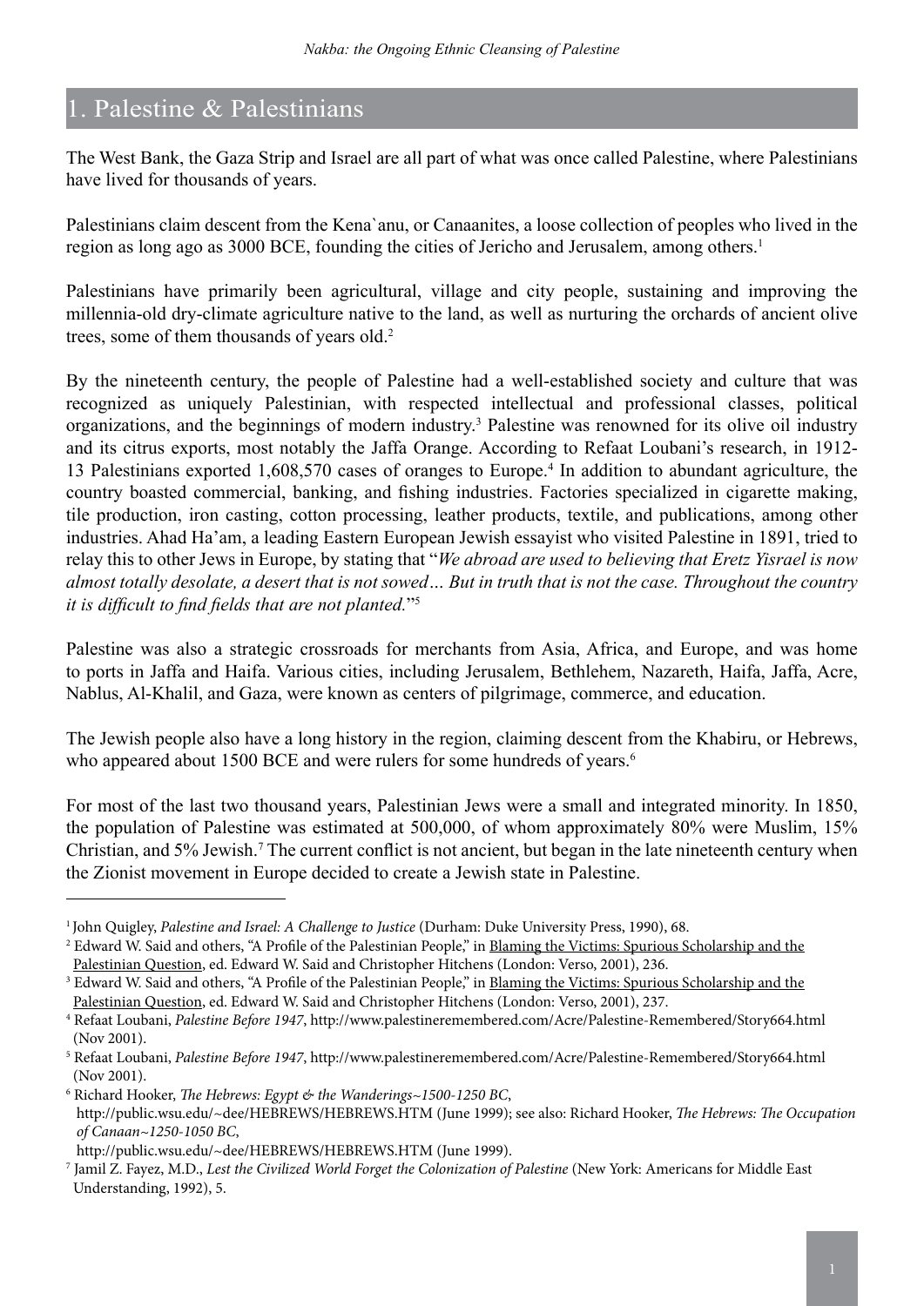## 1. Palestine & Palestinians

The West Bank, the Gaza Strip and Israel are all part of what was once called Palestine, where Palestinians have lived for thousands of years.

Palestinians claim descent from the Kena`anu, or Canaanites, a loose collection of peoples who lived in the region as long ago as 3000 BCE, founding the cities of Jericho and Jerusalem, among others.[1]

Palestinians have primarily been agricultural, village and city people, sustaining and improving the millennia-old dry-climate agriculture native to the land, as well as nurturing the orchards of ancient olive trees, some of them thousands of years old.[2]

By the nineteenth century, the people of Palestine had a well-established society and culture that was recognized as uniquely Palestinian, with respected intellectual and professional classes, political organizations, and the beginnings of modern industry.[3] Palestine was renowned for its olive oil industry and its citrus exports, most notably the Jaffa Orange. According to Refaat Loubani's research, in 1912-13 Palestinians exported 1,608,570 cases of oranges to Europe.[4] In addition to abundant agriculture, the country boasted commercial, banking, and fishing industries. Factories specialized in cigarette making, tile production, iron casting, cotton processing, leather products, textile, and publications, among other industries. Ahad Ha'am, a leading Eastern European Jewish essayist who visited Palestine in 1891, tried to relay this to other Jews in Europe, by stating that "*We abroad are used to believing that Eretz Yisrael is now almost totally desolate, a desert that is not sowed… But in truth that is not the case. Throughout the country it is difficult to find fields that are not planted.*"[5]

Palestine was also a strategic crossroads for merchants from Asia, Africa, and Europe, and was home to ports in Jaffa and Haifa. Various cities, including Jerusalem, Bethlehem, Nazareth, Haifa, Jaffa, Acre, Nablus, Al-Khalil, and Gaza, were known as centers of pilgrimage, commerce, and education.

The Jewish people also have a long history in the region, claiming descent from the Khabiru, or Hebrews, who appeared about 1500 BCE and were rulers for some hundreds of years.[6]

For most of the last two thousand years, Palestinian Jews were a small and integrated minority. In 1850, the population of Palestine was estimated at 500,000, of whom approximately 80% were Muslim, 15% Christian, and 5% Jewish.[7] The current conflict is not ancient, but began in the late nineteenth century when the Zionist movement in Europe decided to create a Jewish state in Palestine.

---

[1] John Quigley, *Palestine and Israel: A Challenge to Justice* (Durham: Duke University Press, 1990), 68.

[2] Edward W. Said and others, "A Profile of the Palestinian People," in Blaming the Victims: Spurious Scholarship and the Palestinian Question, ed. Edward W. Said and Christopher Hitchens (London: Verso, 2001), 236.

[3] Edward W. Said and others, "A Profile of the Palestinian People," in Blaming the Victims: Spurious Scholarship and the Palestinian Question, ed. Edward W. Said and Christopher Hitchens (London: Verso, 2001), 237.

[4] Refaat Loubani, *Palestine Before 1947*, http://www.palestineremembered.com/Acre/Palestine-Remembered/Story664.html (Nov 2001).

[5] Refaat Loubani, *Palestine Before 1947*, http://www.palestineremembered.com/Acre/Palestine-Remembered/Story664.html (Nov 2001).

[6] Richard Hooker, *The Hebrews: Egypt & the Wanderings~1500-1250 BC*, http://public.wsu.edu/~dee/HEBREWS/HEBREWS.HTM (June 1999); see also: Richard Hooker, *The Hebrews: The Occupation of Canaan~1250-1050 BC*, http://public.wsu.edu/~dee/HEBREWS/HEBREWS.HTM (June 1999).

[7] Jamil Z. Fayez, M.D., *Lest the Civilized World Forget the Colonization of Palestine* (New York: Americans for Middle East Understanding, 1992), 5.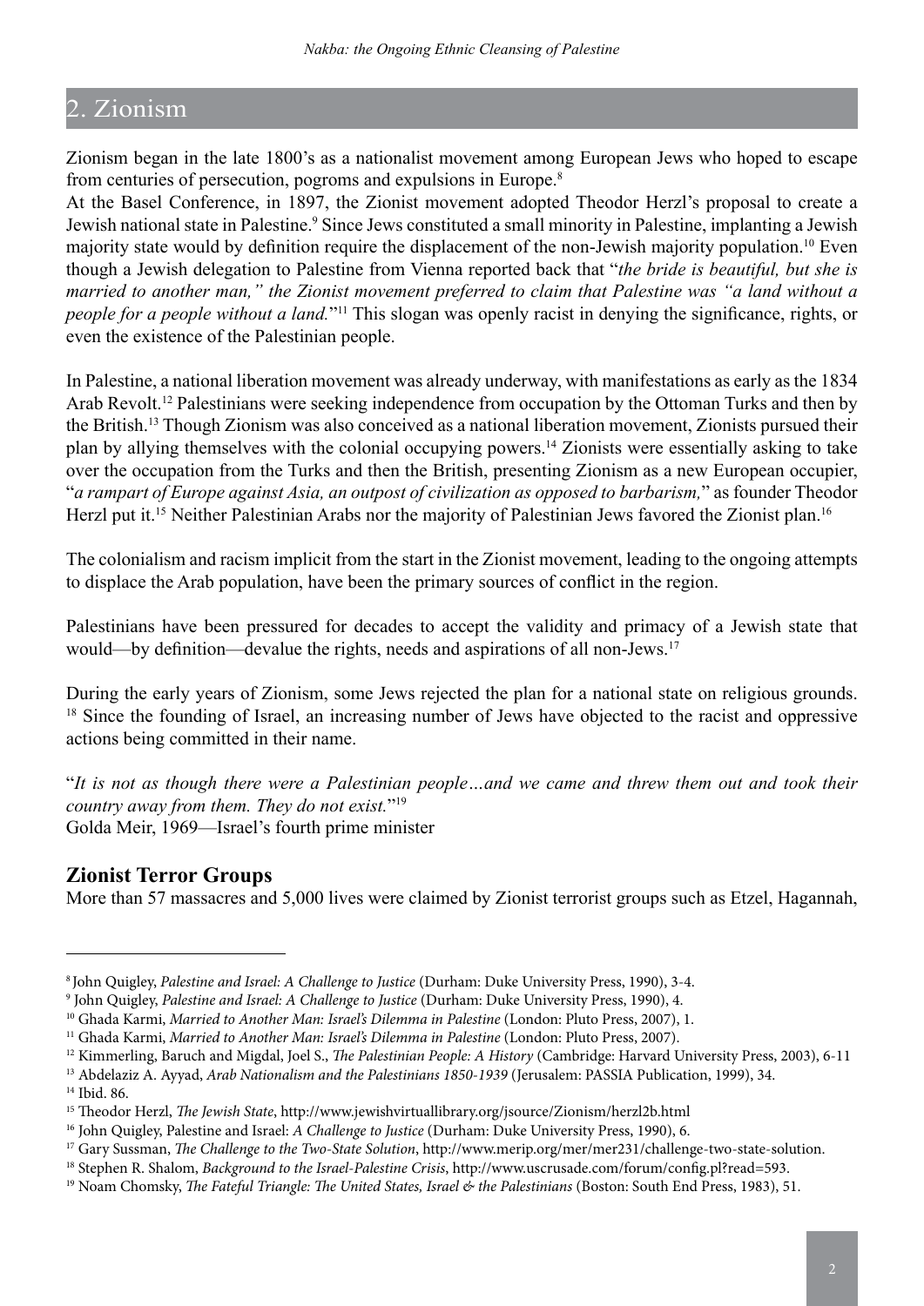## 2. Zionism

Zionism began in the late 1800's as a nationalist movement among European Jews who hoped to escape from centuries of persecution, pogroms and expulsions in Europe.[8]

At the Basel Conference, in 1897, the Zionist movement adopted Theodor Herzl's proposal to create a Jewish national state in Palestine.[9] Since Jews constituted a small minority in Palestine, implanting a Jewish majority state would by definition require the displacement of the non-Jewish majority population.[10] Even though a Jewish delegation to Palestine from Vienna reported back that "*the bride is beautiful, but she is married to another man," the Zionist movement preferred to claim that Palestine was "a land without a people for a people without a land.*"[11] This slogan was openly racist in denying the significance, rights, or even the existence of the Palestinian people.

In Palestine, a national liberation movement was already underway, with manifestations as early as the 1834 Arab Revolt.[12] Palestinians were seeking independence from occupation by the Ottoman Turks and then by the British.[13] Though Zionism was also conceived as a national liberation movement, Zionists pursued their plan by allying themselves with the colonial occupying powers.[14] Zionists were essentially asking to take over the occupation from the Turks and then the British, presenting Zionism as a new European occupier, "*a rampart of Europe against Asia, an outpost of civilization as opposed to barbarism,*" as founder Theodor Herzl put it.[15] Neither Palestinian Arabs nor the majority of Palestinian Jews favored the Zionist plan.[16]

The colonialism and racism implicit from the start in the Zionist movement, leading to the ongoing attempts to displace the Arab population, have been the primary sources of conflict in the region.

Palestinians have been pressured for decades to accept the validity and primacy of a Jewish state that would—by definition—devalue the rights, needs and aspirations of all non-Jews.[17]

During the early years of Zionism, some Jews rejected the plan for a national state on religious grounds. [18] Since the founding of Israel, an increasing number of Jews have objected to the racist and oppressive actions being committed in their name.

"*It is not as though there were a Palestinian people…and we came and threw them out and took their country away from them. They do not exist.*"[19]
Golda Meir, 1969—Israel's fourth prime minister

### Zionist Terror Groups

More than 57 massacres and 5,000 lives were claimed by Zionist terrorist groups such as Etzel, Hagannah,

---

[8] John Quigley, *Palestine and Israel: A Challenge to Justice* (Durham: Duke University Press, 1990), 3-4.

[9] John Quigley, *Palestine and Israel: A Challenge to Justice* (Durham: Duke University Press, 1990), 4.

[10] Ghada Karmi, *Married to Another Man: Israel's Dilemma in Palestine* (London: Pluto Press, 2007), 1.

[11] Ghada Karmi, *Married to Another Man: Israel's Dilemma in Palestine* (London: Pluto Press, 2007).

[12] Kimmerling, Baruch and Migdal, Joel S., *The Palestinian People: A History* (Cambridge: Harvard University Press, 2003), 6-11

[13] Abdelaziz A. Ayyad, *Arab Nationalism and the Palestinians 1850-1939* (Jerusalem: PASSIA Publication, 1999), 34.

[14] Ibid. 86.

[15] Theodor Herzl, *The Jewish State*, http://www.jewishvirtuallibrary.org/jsource/Zionism/herzl2b.html

[16] John Quigley, Palestine and Israel: *A Challenge to Justice* (Durham: Duke University Press, 1990), 6.

[17] Gary Sussman, *The Challenge to the Two-State Solution*, http://www.merip.org/mer/mer231/challenge-two-state-solution.

[18] Stephen R. Shalom, *Background to the Israel-Palestine Crisis*, http://www.uscrusade.com/forum/config.pl?read=593.

[19] Noam Chomsky, *The Fateful Triangle: The United States, Israel & the Palestinians* (Boston: South End Press, 1983), 51.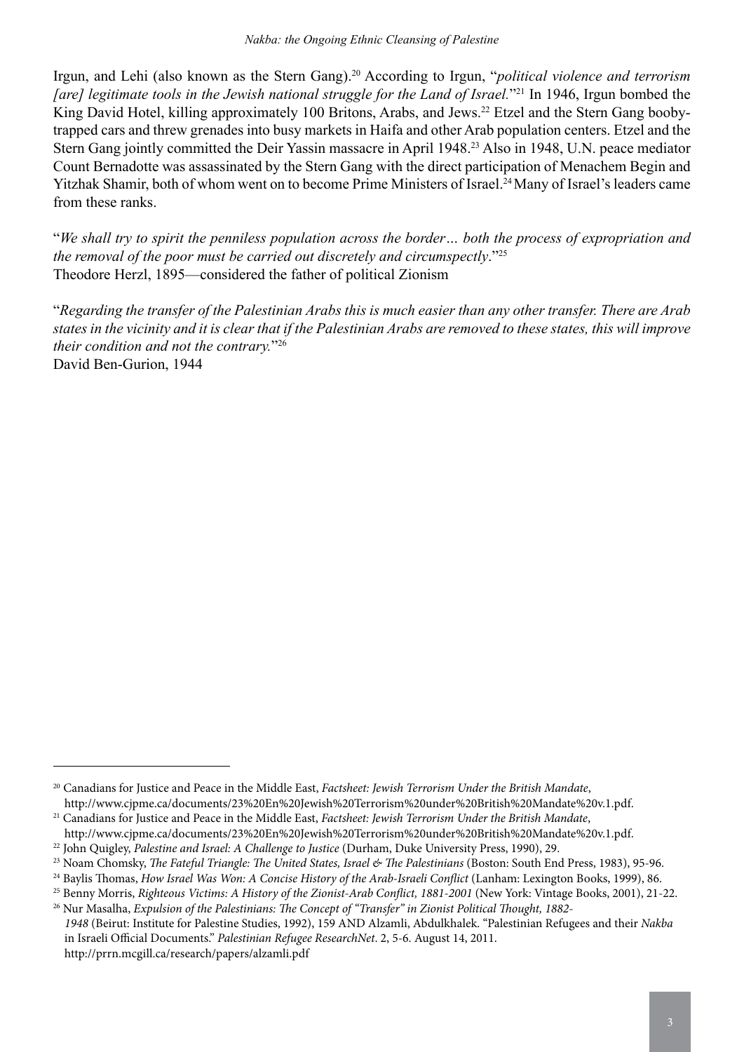Irgun, and Lehi (also known as the Stern Gang).[20] According to Irgun, "*political violence and terrorism [are] legitimate tools in the Jewish national struggle for the Land of Israel.*"[21] In 1946, Irgun bombed the King David Hotel, killing approximately 100 Britons, Arabs, and Jews.[22] Etzel and the Stern Gang booby-trapped cars and threw grenades into busy markets in Haifa and other Arab population centers. Etzel and the Stern Gang jointly committed the Deir Yassin massacre in April 1948.[23] Also in 1948, U.N. peace mediator Count Bernadotte was assassinated by the Stern Gang with the direct participation of Menachem Begin and Yitzhak Shamir, both of whom went on to become Prime Ministers of Israel.[24] Many of Israel's leaders came from these ranks.

"*We shall try to spirit the penniless population across the border… both the process of expropriation and the removal of the poor must be carried out discretely and circumspectly*."[25]
Theodore Herzl, 1895—considered the father of political Zionism

"*Regarding the transfer of the Palestinian Arabs this is much easier than any other transfer. There are Arab states in the vicinity and it is clear that if the Palestinian Arabs are removed to these states, this will improve their condition and not the contrary.*"[26]
David Ben-Gurion, 1944

---

[20] Canadians for Justice and Peace in the Middle East, *Factsheet: Jewish Terrorism Under the British Mandate*, http://www.cjpme.ca/documents/23%20En%20Jewish%20Terrorism%20under%20British%20Mandate%20v.1.pdf.

[21] Canadians for Justice and Peace in the Middle East, *Factsheet: Jewish Terrorism Under the British Mandate*, http://www.cjpme.ca/documents/23%20En%20Jewish%20Terrorism%20under%20British%20Mandate%20v.1.pdf.

[22] John Quigley, *Palestine and Israel: A Challenge to Justice* (Durham, Duke University Press, 1990), 29.

[23] Noam Chomsky, *The Fateful Triangle: The United States, Israel & The Palestinians* (Boston: South End Press, 1983), 95-96.

[24] Baylis Thomas, *How Israel Was Won: A Concise History of the Arab-Israeli Conflict* (Lanham: Lexington Books, 1999), 86.

[25] Benny Morris, *Righteous Victims: A History of the Zionist-Arab Conflict, 1881-2001* (New York: Vintage Books, 2001), 21-22.

[26] Nur Masalha, *Expulsion of the Palestinians: The Concept of "Transfer" in Zionist Political Thought, 1882-1948* (Beirut: Institute for Palestine Studies, 1992), 159 AND Alzamli, Abdulkhalek. "Palestinian Refugees and their *Nakba* in Israeli Official Documents." *Palestinian Refugee ResearchNet*. 2, 5-6. August 14, 2011. http://prrn.mcgill.ca/research/papers/alzamli.pdf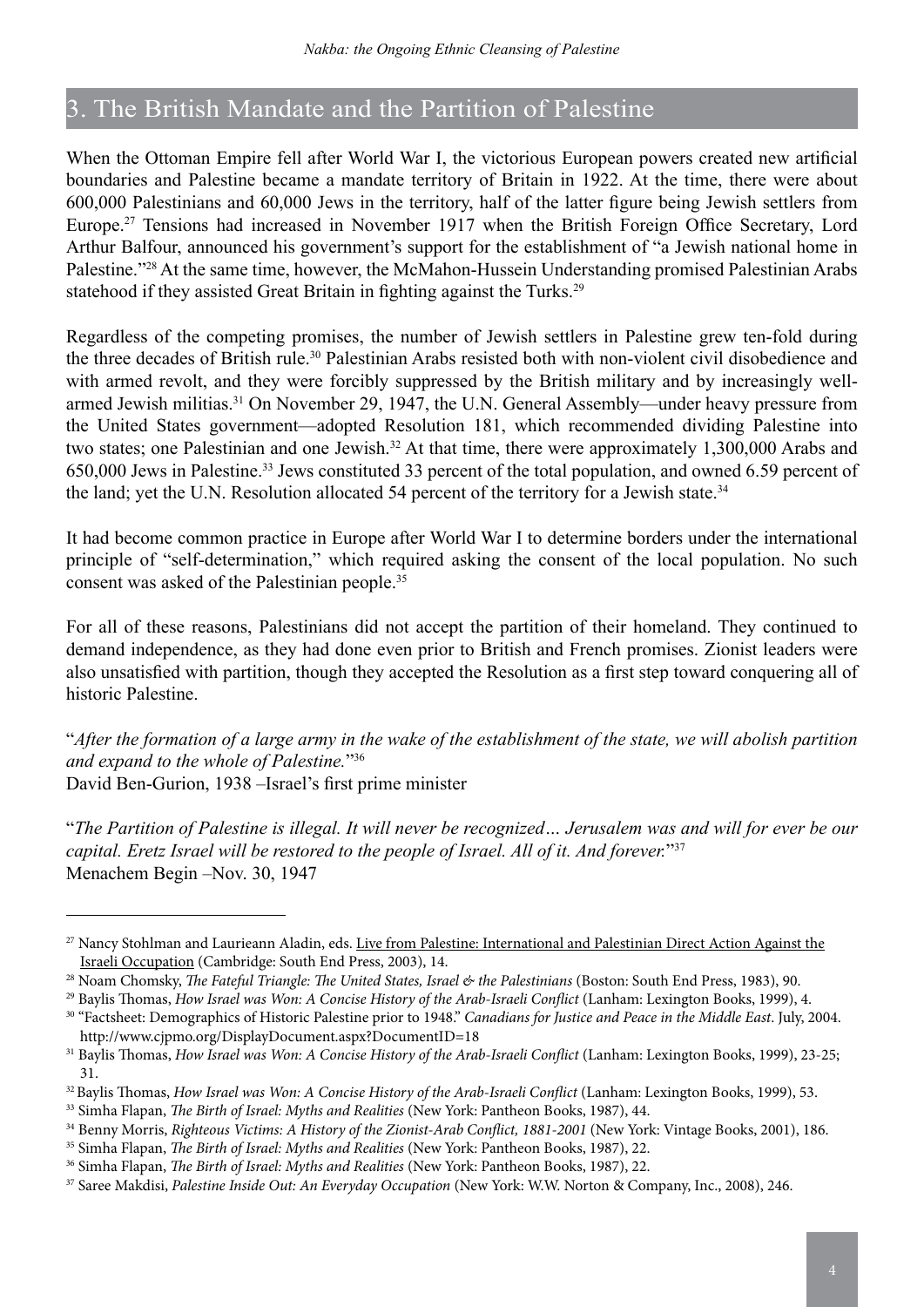## 3. The British Mandate and the Partition of Palestine

When the Ottoman Empire fell after World War I, the victorious European powers created new artificial boundaries and Palestine became a mandate territory of Britain in 1922. At the time, there were about 600,000 Palestinians and 60,000 Jews in the territory, half of the latter figure being Jewish settlers from Europe.[27] Tensions had increased in November 1917 when the British Foreign Office Secretary, Lord Arthur Balfour, announced his government's support for the establishment of "a Jewish national home in Palestine."[28] At the same time, however, the McMahon-Hussein Understanding promised Palestinian Arabs statehood if they assisted Great Britain in fighting against the Turks.[29]

Regardless of the competing promises, the number of Jewish settlers in Palestine grew ten-fold during the three decades of British rule.[30] Palestinian Arabs resisted both with non-violent civil disobedience and with armed revolt, and they were forcibly suppressed by the British military and by increasingly well-armed Jewish militias.[31] On November 29, 1947, the U.N. General Assembly—under heavy pressure from the United States government—adopted Resolution 181, which recommended dividing Palestine into two states; one Palestinian and one Jewish.[32] At that time, there were approximately 1,300,000 Arabs and 650,000 Jews in Palestine.[33] Jews constituted 33 percent of the total population, and owned 6.59 percent of the land; yet the U.N. Resolution allocated 54 percent of the territory for a Jewish state.[34]

It had become common practice in Europe after World War I to determine borders under the international principle of "self-determination," which required asking the consent of the local population. No such consent was asked of the Palestinian people.[35]

For all of these reasons, Palestinians did not accept the partition of their homeland. They continued to demand independence, as they had done even prior to British and French promises. Zionist leaders were also unsatisfied with partition, though they accepted the Resolution as a first step toward conquering all of historic Palestine.

"*After the formation of a large army in the wake of the establishment of the state, we will abolish partition and expand to the whole of Palestine.*"[36]
David Ben-Gurion, 1938 –Israel's first prime minister

"*The Partition of Palestine is illegal. It will never be recognized… Jerusalem was and will for ever be our capital. Eretz Israel will be restored to the people of Israel. All of it. And forever.*"[37]
Menachem Begin –Nov. 30, 1947

---

[27] Nancy Stohlman and Laurieann Aladin, eds. Live from Palestine: International and Palestinian Direct Action Against the Israeli Occupation (Cambridge: South End Press, 2003), 14.

[28] Noam Chomsky, *The Fateful Triangle: The United States, Israel & the Palestinians* (Boston: South End Press, 1983), 90.

[29] Baylis Thomas, *How Israel was Won: A Concise History of the Arab-Israeli Conflict* (Lanham: Lexington Books, 1999), 4.

[30] "Factsheet: Demographics of Historic Palestine prior to 1948." *Canadians for Justice and Peace in the Middle East*. July, 2004. http://www.cjpmo.org/DisplayDocument.aspx?DocumentID=18

[31] Baylis Thomas, *How Israel was Won: A Concise History of the Arab-Israeli Conflict* (Lanham: Lexington Books, 1999), 23-25; 31.

[32] Baylis Thomas, *How Israel was Won: A Concise History of the Arab-Israeli Conflict* (Lanham: Lexington Books, 1999), 53.

[33] Simha Flapan, *The Birth of Israel: Myths and Realities* (New York: Pantheon Books, 1987), 44.

[34] Benny Morris, *Righteous Victims: A History of the Zionist-Arab Conflict, 1881-2001* (New York: Vintage Books, 2001), 186.

[35] Simha Flapan, *The Birth of Israel: Myths and Realities* (New York: Pantheon Books, 1987), 22.

[36] Simha Flapan, *The Birth of Israel: Myths and Realities* (New York: Pantheon Books, 1987), 22.

[37] Saree Makdisi, *Palestine Inside Out: An Everyday Occupation* (New York: W.W. Norton & Company, Inc., 2008), 246.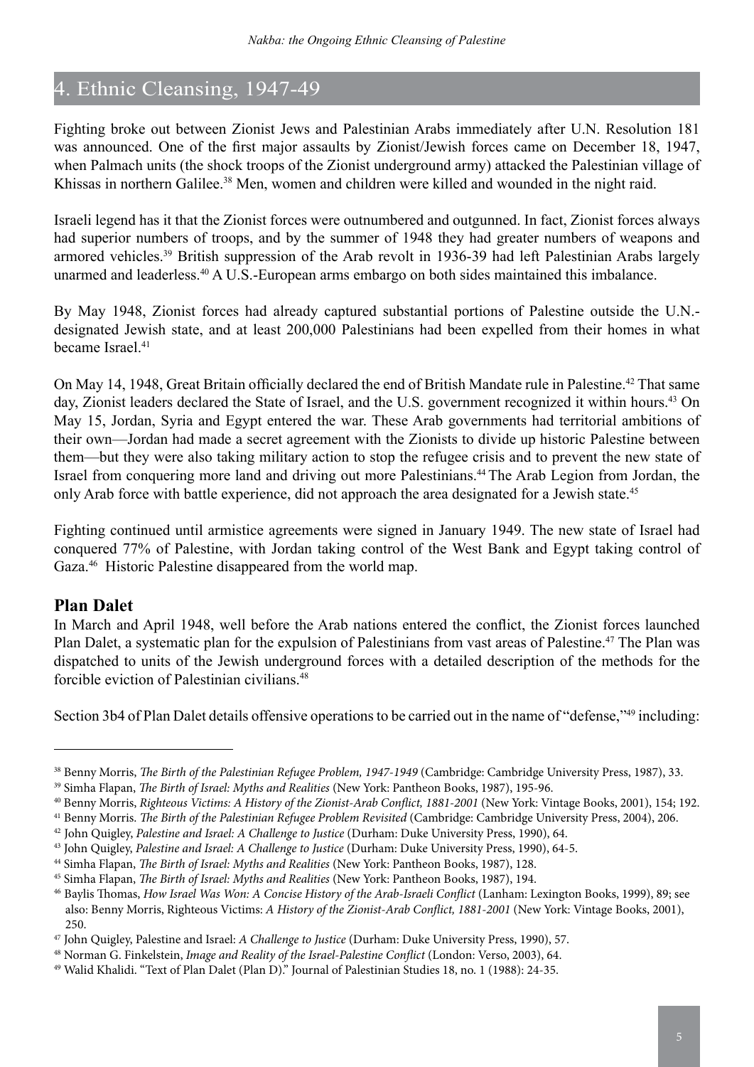## 4. Ethnic Cleansing, 1947-49

Fighting broke out between Zionist Jews and Palestinian Arabs immediately after U.N. Resolution 181 was announced. One of the first major assaults by Zionist/Jewish forces came on December 18, 1947, when Palmach units (the shock troops of the Zionist underground army) attacked the Palestinian village of Khissas in northern Galilee.[38] Men, women and children were killed and wounded in the night raid.

Israeli legend has it that the Zionist forces were outnumbered and outgunned. In fact, Zionist forces always had superior numbers of troops, and by the summer of 1948 they had greater numbers of weapons and armored vehicles.[39] British suppression of the Arab revolt in 1936-39 had left Palestinian Arabs largely unarmed and leaderless.[40] A U.S.-European arms embargo on both sides maintained this imbalance.

By May 1948, Zionist forces had already captured substantial portions of Palestine outside the U.N.-designated Jewish state, and at least 200,000 Palestinians had been expelled from their homes in what became Israel.[41]

On May 14, 1948, Great Britain officially declared the end of British Mandate rule in Palestine.[42] That same day, Zionist leaders declared the State of Israel, and the U.S. government recognized it within hours.[43] On May 15, Jordan, Syria and Egypt entered the war. These Arab governments had territorial ambitions of their own—Jordan had made a secret agreement with the Zionists to divide up historic Palestine between them—but they were also taking military action to stop the refugee crisis and to prevent the new state of Israel from conquering more land and driving out more Palestinians.[44] The Arab Legion from Jordan, the only Arab force with battle experience, did not approach the area designated for a Jewish state.[45]

Fighting continued until armistice agreements were signed in January 1949. The new state of Israel had conquered 77% of Palestine, with Jordan taking control of the West Bank and Egypt taking control of Gaza.[46] Historic Palestine disappeared from the world map.

### Plan Dalet

In March and April 1948, well before the Arab nations entered the conflict, the Zionist forces launched Plan Dalet, a systematic plan for the expulsion of Palestinians from vast areas of Palestine.[47] The Plan was dispatched to units of the Jewish underground forces with a detailed description of the methods for the forcible eviction of Palestinian civilians.[48]

Section 3b4 of Plan Dalet details offensive operations to be carried out in the name of "defense,"[49] including:

---

[38] Benny Morris, *The Birth of the Palestinian Refugee Problem, 1947-1949* (Cambridge: Cambridge University Press, 1987), 33.

[39] Simha Flapan, *The Birth of Israel: Myths and Realities* (New York: Pantheon Books, 1987), 195-96.

[40] Benny Morris, *Righteous Victims: A History of the Zionist-Arab Conflict, 1881-2001* (New York: Vintage Books, 2001), 154; 192.

[41] Benny Morris. *The Birth of the Palestinian Refugee Problem Revisited* (Cambridge: Cambridge University Press, 2004), 206.

[42] John Quigley, *Palestine and Israel: A Challenge to Justice* (Durham: Duke University Press, 1990), 64.

[43] John Quigley, *Palestine and Israel: A Challenge to Justice* (Durham: Duke University Press, 1990), 64-5.

[44] Simha Flapan, *The Birth of Israel: Myths and Realities* (New York: Pantheon Books, 1987), 128.

[45] Simha Flapan, *The Birth of Israel: Myths and Realities* (New York: Pantheon Books, 1987), 194.

[46] Baylis Thomas, *How Israel Was Won: A Concise History of the Arab-Israeli Conflict* (Lanham: Lexington Books, 1999), 89; see also: Benny Morris, Righteous Victims: *A History of the Zionist-Arab Conflict, 1881-2001* (New York: Vintage Books, 2001), 250.

[47] John Quigley, Palestine and Israel: *A Challenge to Justice* (Durham: Duke University Press, 1990), 57.

[48] Norman G. Finkelstein, *Image and Reality of the Israel-Palestine Conflict* (London: Verso, 2003), 64.

[49] Walid Khalidi. "Text of Plan Dalet (Plan D)." Journal of Palestinian Studies 18, no. 1 (1988): 24-35.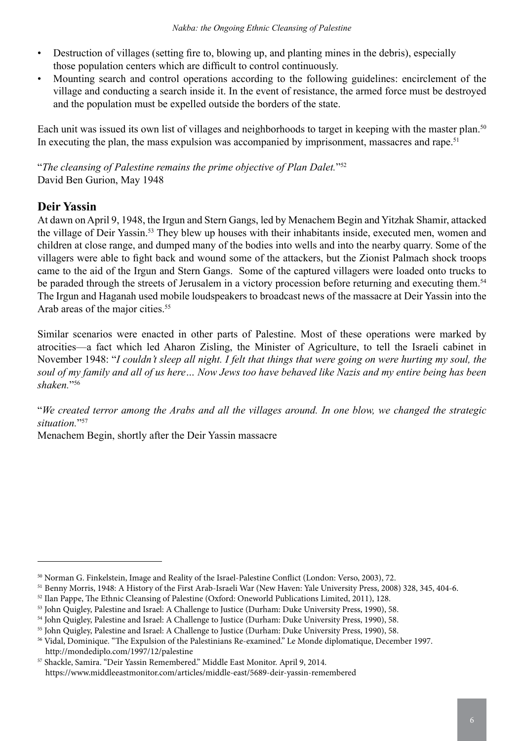- Destruction of villages (setting fire to, blowing up, and planting mines in the debris), especially those population centers which are difficult to control continuously.
- Mounting search and control operations according to the following guidelines: encirclement of the village and conducting a search inside it. In the event of resistance, the armed force must be destroyed and the population must be expelled outside the borders of the state.

Each unit was issued its own list of villages and neighborhoods to target in keeping with the master plan.[50] In executing the plan, the mass expulsion was accompanied by imprisonment, massacres and rape.[51]

"*The cleansing of Palestine remains the prime objective of Plan Dalet.*"[52]
David Ben Gurion, May 1948

## Deir Yassin

At dawn on April 9, 1948, the Irgun and Stern Gangs, led by Menachem Begin and Yitzhak Shamir, attacked the village of Deir Yassin.[53] They blew up houses with their inhabitants inside, executed men, women and children at close range, and dumped many of the bodies into wells and into the nearby quarry. Some of the villagers were able to fight back and wound some of the attackers, but the Zionist Palmach shock troops came to the aid of the Irgun and Stern Gangs. Some of the captured villagers were loaded onto trucks to be paraded through the streets of Jerusalem in a victory procession before returning and executing them.[54] The Irgun and Haganah used mobile loudspeakers to broadcast news of the massacre at Deir Yassin into the Arab areas of the major cities.[55]

Similar scenarios were enacted in other parts of Palestine. Most of these operations were marked by atrocities—a fact which led Aharon Zisling, the Minister of Agriculture, to tell the Israeli cabinet in November 1948: "*I couldn't sleep all night. I felt that things that were going on were hurting my soul, the soul of my family and all of us here… Now Jews too have behaved like Nazis and my entire being has been shaken.*"[56]

"*We created terror among the Arabs and all the villages around. In one blow, we changed the strategic situation.*"[57]
Menachem Begin, shortly after the Deir Yassin massacre

---

[50] Norman G. Finkelstein, Image and Reality of the Israel-Palestine Conflict (London: Verso, 2003), 72.
[51] Benny Morris, 1948: A History of the First Arab-Israeli War (New Haven: Yale University Press, 2008) 328, 345, 404-6.
[52] Ilan Pappe, The Ethnic Cleansing of Palestine (Oxford: Oneworld Publications Limited, 2011), 128.
[53] John Quigley, Palestine and Israel: A Challenge to Justice (Durham: Duke University Press, 1990), 58.
[54] John Quigley, Palestine and Israel: A Challenge to Justice (Durham: Duke University Press, 1990), 58.
[55] John Quigley, Palestine and Israel: A Challenge to Justice (Durham: Duke University Press, 1990), 58.
[56] Vidal, Dominique. "The Expulsion of the Palestinians Re-examined." Le Monde diplomatique, December 1997. http://mondediplo.com/1997/12/palestine
[57] Shackle, Samira. "Deir Yassin Remembered." Middle East Monitor. April 9, 2014. https://www.middleeastmonitor.com/articles/middle-east/5689-deir-yassin-remembered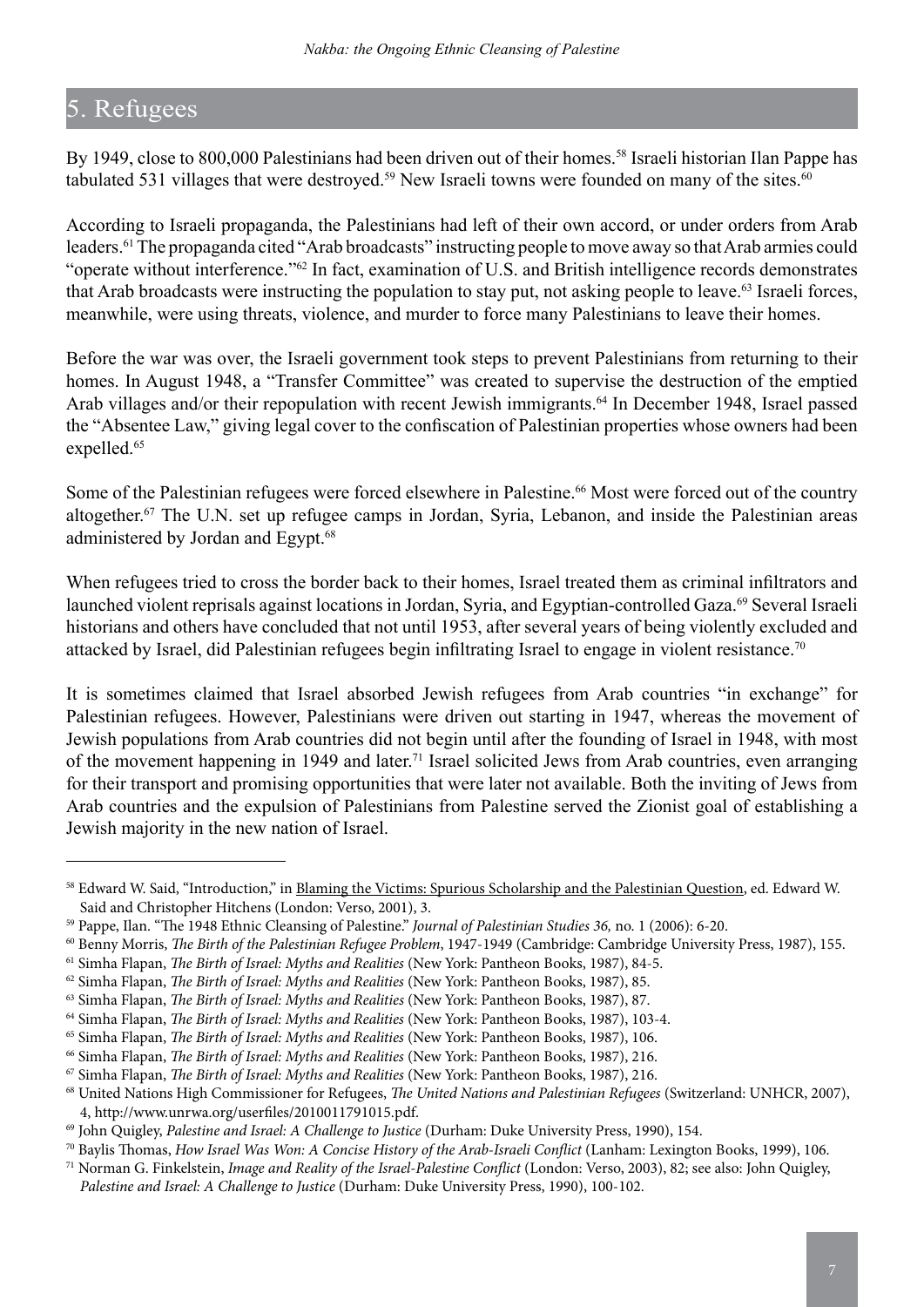## 5. Refugees

By 1949, close to 800,000 Palestinians had been driven out of their homes.[58] Israeli historian Ilan Pappe has tabulated 531 villages that were destroyed.[59] New Israeli towns were founded on many of the sites.[60]

According to Israeli propaganda, the Palestinians had left of their own accord, or under orders from Arab leaders.[61] The propaganda cited "Arab broadcasts" instructing people to move away so that Arab armies could "operate without interference."[62] In fact, examination of U.S. and British intelligence records demonstrates that Arab broadcasts were instructing the population to stay put, not asking people to leave.[63] Israeli forces, meanwhile, were using threats, violence, and murder to force many Palestinians to leave their homes.

Before the war was over, the Israeli government took steps to prevent Palestinians from returning to their homes. In August 1948, a "Transfer Committee" was created to supervise the destruction of the emptied Arab villages and/or their repopulation with recent Jewish immigrants.[64] In December 1948, Israel passed the "Absentee Law," giving legal cover to the confiscation of Palestinian properties whose owners had been expelled.[65]

Some of the Palestinian refugees were forced elsewhere in Palestine.[66] Most were forced out of the country altogether.[67] The U.N. set up refugee camps in Jordan, Syria, Lebanon, and inside the Palestinian areas administered by Jordan and Egypt.[68]

When refugees tried to cross the border back to their homes, Israel treated them as criminal infiltrators and launched violent reprisals against locations in Jordan, Syria, and Egyptian-controlled Gaza.[69] Several Israeli historians and others have concluded that not until 1953, after several years of being violently excluded and attacked by Israel, did Palestinian refugees begin infiltrating Israel to engage in violent resistance.[70]

It is sometimes claimed that Israel absorbed Jewish refugees from Arab countries "in exchange" for Palestinian refugees. However, Palestinians were driven out starting in 1947, whereas the movement of Jewish populations from Arab countries did not begin until after the founding of Israel in 1948, with most of the movement happening in 1949 and later.[71] Israel solicited Jews from Arab countries, even arranging for their transport and promising opportunities that were later not available. Both the inviting of Jews from Arab countries and the expulsion of Palestinians from Palestine served the Zionist goal of establishing a Jewish majority in the new nation of Israel.

---

[58] Edward W. Said, "Introduction," in Blaming the Victims: Spurious Scholarship and the Palestinian Question, ed. Edward W. Said and Christopher Hitchens (London: Verso, 2001), 3.

[59] Pappe, Ilan. "The 1948 Ethnic Cleansing of Palestine." *Journal of Palestinian Studies 36,* no. 1 (2006): 6-20.

[60] Benny Morris, *The Birth of the Palestinian Refugee Problem*, 1947-1949 (Cambridge: Cambridge University Press, 1987), 155.

[61] Simha Flapan, *The Birth of Israel: Myths and Realities* (New York: Pantheon Books, 1987), 84-5.

[62] Simha Flapan, *The Birth of Israel: Myths and Realities* (New York: Pantheon Books, 1987), 85.

[63] Simha Flapan, *The Birth of Israel: Myths and Realities* (New York: Pantheon Books, 1987), 87.

[64] Simha Flapan, *The Birth of Israel: Myths and Realities* (New York: Pantheon Books, 1987), 103-4.

[65] Simha Flapan, *The Birth of Israel: Myths and Realities* (New York: Pantheon Books, 1987), 106.

[66] Simha Flapan, *The Birth of Israel: Myths and Realities* (New York: Pantheon Books, 1987), 216.

[67] Simha Flapan, *The Birth of Israel: Myths and Realities* (New York: Pantheon Books, 1987), 216.

[68] United Nations High Commissioner for Refugees, *The United Nations and Palestinian Refugees* (Switzerland: UNHCR, 2007), 4, http://www.unrwa.org/userfiles/2010011791015.pdf.

[69] John Quigley, *Palestine and Israel: A Challenge to Justice* (Durham: Duke University Press, 1990), 154.

[70] Baylis Thomas, *How Israel Was Won: A Concise History of the Arab-Israeli Conflict* (Lanham: Lexington Books, 1999), 106.

[71] Norman G. Finkelstein, *Image and Reality of the Israel-Palestine Conflict* (London: Verso, 2003), 82; see also: John Quigley, *Palestine and Israel: A Challenge to Justice* (Durham: Duke University Press, 1990), 100-102.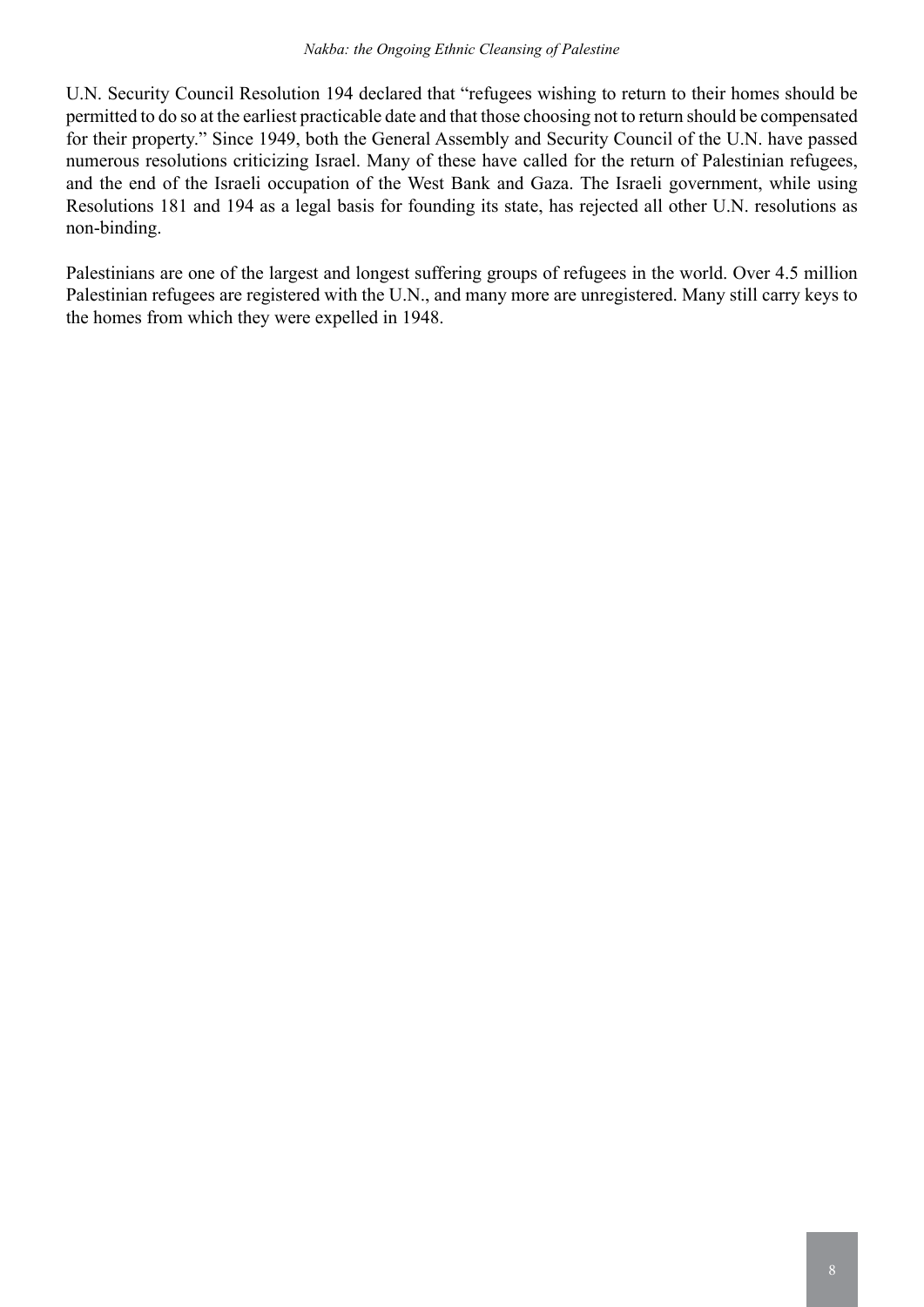U.N. Security Council Resolution 194 declared that "refugees wishing to return to their homes should be permitted to do so at the earliest practicable date and that those choosing not to return should be compensated for their property." Since 1949, both the General Assembly and Security Council of the U.N. have passed numerous resolutions criticizing Israel. Many of these have called for the return of Palestinian refugees, and the end of the Israeli occupation of the West Bank and Gaza. The Israeli government, while using Resolutions 181 and 194 as a legal basis for founding its state, has rejected all other U.N. resolutions as non-binding.

Palestinians are one of the largest and longest suffering groups of refugees in the world. Over 4.5 million Palestinian refugees are registered with the U.N., and many more are unregistered. Many still carry keys to the homes from which they were expelled in 1948.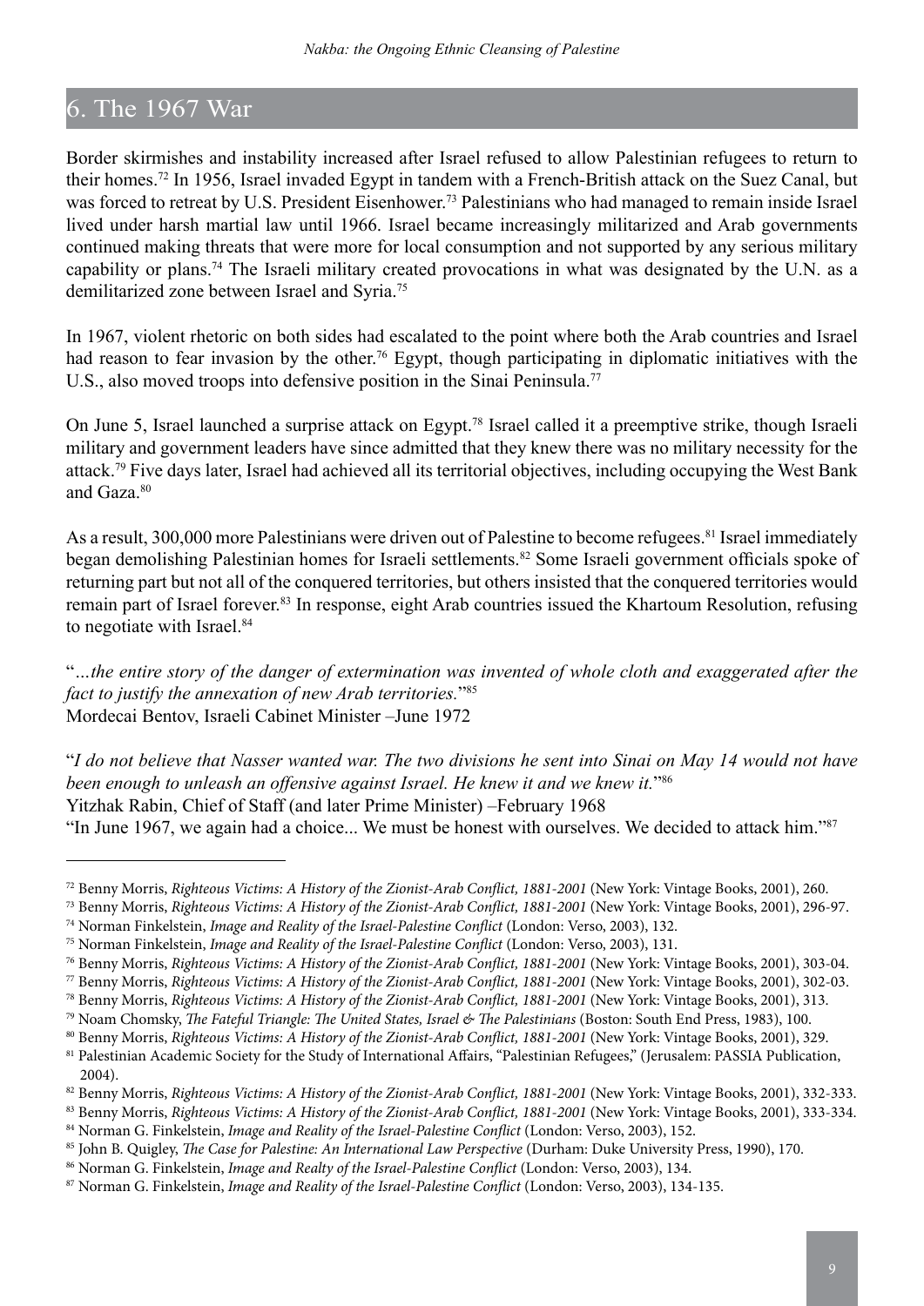## 6. The 1967 War

Border skirmishes and instability increased after Israel refused to allow Palestinian refugees to return to their homes.[72] In 1956, Israel invaded Egypt in tandem with a French-British attack on the Suez Canal, but was forced to retreat by U.S. President Eisenhower.[73] Palestinians who had managed to remain inside Israel lived under harsh martial law until 1966. Israel became increasingly militarized and Arab governments continued making threats that were more for local consumption and not supported by any serious military capability or plans.[74] The Israeli military created provocations in what was designated by the U.N. as a demilitarized zone between Israel and Syria.[75]

In 1967, violent rhetoric on both sides had escalated to the point where both the Arab countries and Israel had reason to fear invasion by the other.[76] Egypt, though participating in diplomatic initiatives with the U.S., also moved troops into defensive position in the Sinai Peninsula.[77]

On June 5, Israel launched a surprise attack on Egypt.[78] Israel called it a preemptive strike, though Israeli military and government leaders have since admitted that they knew there was no military necessity for the attack.[79] Five days later, Israel had achieved all its territorial objectives, including occupying the West Bank and Gaza.[80]

As a result, 300,000 more Palestinians were driven out of Palestine to become refugees.[81] Israel immediately began demolishing Palestinian homes for Israeli settlements.[82] Some Israeli government officials spoke of returning part but not all of the conquered territories, but others insisted that the conquered territories would remain part of Israel forever.[83] In response, eight Arab countries issued the Khartoum Resolution, refusing to negotiate with Israel.[84]

"*...the entire story of the danger of extermination was invented of whole cloth and exaggerated after the fact to justify the annexation of new Arab territories.*"[85]
Mordecai Bentov, Israeli Cabinet Minister –June 1972

"*I do not believe that Nasser wanted war. The two divisions he sent into Sinai on May 14 would not have been enough to unleash an offensive against Israel. He knew it and we knew it.*"[86]
Yitzhak Rabin, Chief of Staff (and later Prime Minister) –February 1968
"In June 1967, we again had a choice... We must be honest with ourselves. We decided to attack him."[87]

---

[72] Benny Morris, *Righteous Victims: A History of the Zionist-Arab Conflict, 1881-2001* (New York: Vintage Books, 2001), 260.
[73] Benny Morris, *Righteous Victims: A History of the Zionist-Arab Conflict, 1881-2001* (New York: Vintage Books, 2001), 296-97.
[74] Norman Finkelstein, *Image and Reality of the Israel-Palestine Conflict* (London: Verso, 2003), 132.
[75] Norman Finkelstein, *Image and Reality of the Israel-Palestine Conflict* (London: Verso, 2003), 131.
[76] Benny Morris, *Righteous Victims: A History of the Zionist-Arab Conflict, 1881-2001* (New York: Vintage Books, 2001), 303-04.
[77] Benny Morris, *Righteous Victims: A History of the Zionist-Arab Conflict, 1881-2001* (New York: Vintage Books, 2001), 302-03.
[78] Benny Morris, *Righteous Victims: A History of the Zionist-Arab Conflict, 1881-2001* (New York: Vintage Books, 2001), 313.
[79] Noam Chomsky, *The Fateful Triangle: The United States, Israel & The Palestinians* (Boston: South End Press, 1983), 100.
[80] Benny Morris, *Righteous Victims: A History of the Zionist-Arab Conflict, 1881-2001* (New York: Vintage Books, 2001), 329.
[81] Palestinian Academic Society for the Study of International Affairs, "Palestinian Refugees," (Jerusalem: PASSIA Publication, 2004).
[82] Benny Morris, *Righteous Victims: A History of the Zionist-Arab Conflict, 1881-2001* (New York: Vintage Books, 2001), 332-333.
[83] Benny Morris, *Righteous Victims: A History of the Zionist-Arab Conflict, 1881-2001* (New York: Vintage Books, 2001), 333-334.
[84] Norman G. Finkelstein, *Image and Reality of the Israel-Palestine Conflict* (London: Verso, 2003), 152.
[85] John B. Quigley, *The Case for Palestine: An International Law Perspective* (Durham: Duke University Press, 1990), 170.
[86] Norman G. Finkelstein, *Image and Realty of the Israel-Palestine Conflict* (London: Verso, 2003), 134.
[87] Norman G. Finkelstein, *Image and Reality of the Israel-Palestine Conflict* (London: Verso, 2003), 134-135.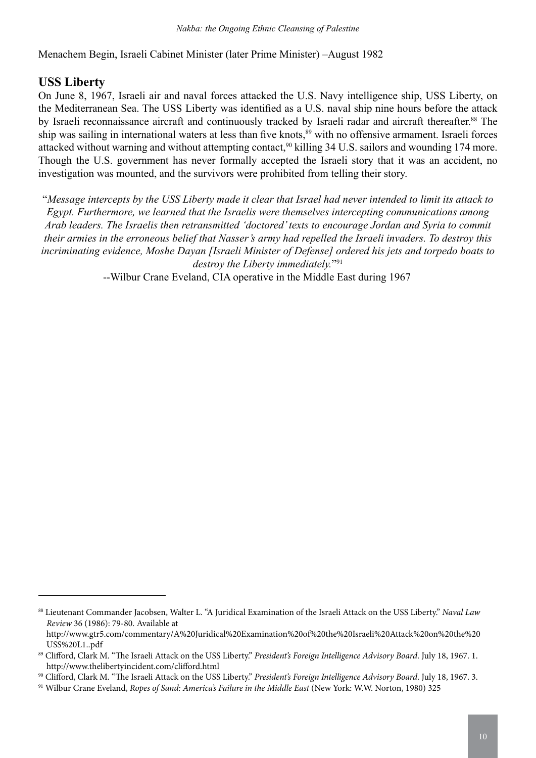Menachem Begin, Israeli Cabinet Minister (later Prime Minister) –August 1982

## USS Liberty

On June 8, 1967, Israeli air and naval forces attacked the U.S. Navy intelligence ship, USS Liberty, on the Mediterranean Sea. The USS Liberty was identified as a U.S. naval ship nine hours before the attack by Israeli reconnaissance aircraft and continuously tracked by Israeli radar and aircraft thereafter.[88] The ship was sailing in international waters at less than five knots,[89] with no offensive armament. Israeli forces attacked without warning and without attempting contact,[90] killing 34 U.S. sailors and wounding 174 more. Though the U.S. government has never formally accepted the Israeli story that it was an accident, no investigation was mounted, and the survivors were prohibited from telling their story.

"*Message intercepts by the USS Liberty made it clear that Israel had never intended to limit its attack to Egypt. Furthermore, we learned that the Israelis were themselves intercepting communications among Arab leaders. The Israelis then retransmitted 'doctored' texts to encourage Jordan and Syria to commit their armies in the erroneous belief that Nasser's army had repelled the Israeli invaders. To destroy this incriminating evidence, Moshe Dayan [Israeli Minister of Defense] ordered his jets and torpedo boats to destroy the Liberty immediately.*"[91]

--Wilbur Crane Eveland, CIA operative in the Middle East during 1967

---

[88] Lieutenant Commander Jacobsen, Walter L. "A Juridical Examination of the Israeli Attack on the USS Liberty." *Naval Law Review* 36 (1986): 79-80. Available at http://www.gtr5.com/commentary/A%20Juridical%20Examination%20of%20the%20Israeli%20Attack%20on%20the%20USS%20L1..pdf

[89] Clifford, Clark M. "The Israeli Attack on the USS Liberty." *President's Foreign Intelligence Advisory Board.* July 18, 1967. 1. http://www.thelibertyincident.com/clifford.html

[90] Clifford, Clark M. "The Israeli Attack on the USS Liberty." *President's Foreign Intelligence Advisory Board.* July 18, 1967. 3.

[91] Wilbur Crane Eveland, *Ropes of Sand: America's Failure in the Middle East* (New York: W.W. Norton, 1980) 325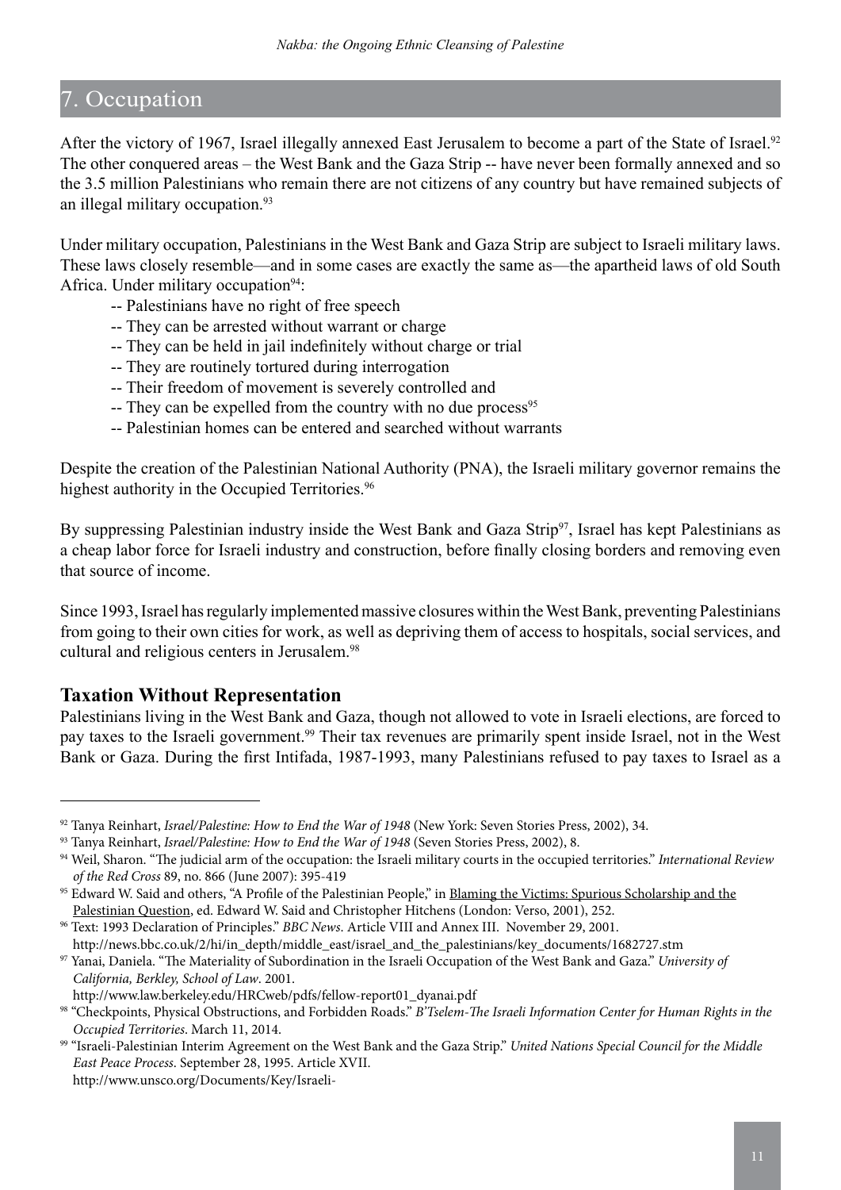## 7. Occupation

After the victory of 1967, Israel illegally annexed East Jerusalem to become a part of the State of Israel.[92] The other conquered areas – the West Bank and the Gaza Strip -- have never been formally annexed and so the 3.5 million Palestinians who remain there are not citizens of any country but have remained subjects of an illegal military occupation.[93]

Under military occupation, Palestinians in the West Bank and Gaza Strip are subject to Israeli military laws. These laws closely resemble—and in some cases are exactly the same as—the apartheid laws of old South Africa. Under military occupation[94]:

- -- Palestinians have no right of free speech
- -- They can be arrested without warrant or charge
- -- They can be held in jail indefinitely without charge or trial
- -- They are routinely tortured during interrogation
- -- Their freedom of movement is severely controlled and
- -- They can be expelled from the country with no due process[95]
- -- Palestinian homes can be entered and searched without warrants

Despite the creation of the Palestinian National Authority (PNA), the Israeli military governor remains the highest authority in the Occupied Territories.[96]

By suppressing Palestinian industry inside the West Bank and Gaza Strip[97], Israel has kept Palestinians as a cheap labor force for Israeli industry and construction, before finally closing borders and removing even that source of income.

Since 1993, Israel has regularly implemented massive closures within the West Bank, preventing Palestinians from going to their own cities for work, as well as depriving them of access to hospitals, social services, and cultural and religious centers in Jerusalem.[98]

### Taxation Without Representation

Palestinians living in the West Bank and Gaza, though not allowed to vote in Israeli elections, are forced to pay taxes to the Israeli government.[99] Their tax revenues are primarily spent inside Israel, not in the West Bank or Gaza. During the first Intifada, 1987-1993, many Palestinians refused to pay taxes to Israel as a

---

[92] Tanya Reinhart, *Israel/Palestine: How to End the War of 1948* (New York: Seven Stories Press, 2002), 34.

[93] Tanya Reinhart, *Israel/Palestine: How to End the War of 1948* (Seven Stories Press, 2002), 8.

[94] Weil, Sharon. "The judicial arm of the occupation: the Israeli military courts in the occupied territories." *International Review of the Red Cross* 89, no. 866 (June 2007): 395-419

[95] Edward W. Said and others, "A Profile of the Palestinian People," in Blaming the Victims: Spurious Scholarship and the Palestinian Question, ed. Edward W. Said and Christopher Hitchens (London: Verso, 2001), 252.

[96] Text: 1993 Declaration of Principles." *BBC News*. Article VIII and Annex III. November 29, 2001. http://news.bbc.co.uk/2/hi/in_depth/middle_east/israel_and_the_palestinians/key_documents/1682727.stm

[97] Yanai, Daniela. "The Materiality of Subordination in the Israeli Occupation of the West Bank and Gaza." *University of California, Berkley, School of Law*. 2001. http://www.law.berkeley.edu/HRCweb/pdfs/fellow-report01_dyanai.pdf

[98] "Checkpoints, Physical Obstructions, and Forbidden Roads." *B'Tselem-The Israeli Information Center for Human Rights in the Occupied Territories*. March 11, 2014.

[99] "Israeli-Palestinian Interim Agreement on the West Bank and the Gaza Strip." *United Nations Special Council for the Middle East Peace Process*. September 28, 1995. Article XVII. http://www.unsco.org/Documents/Key/Israeli-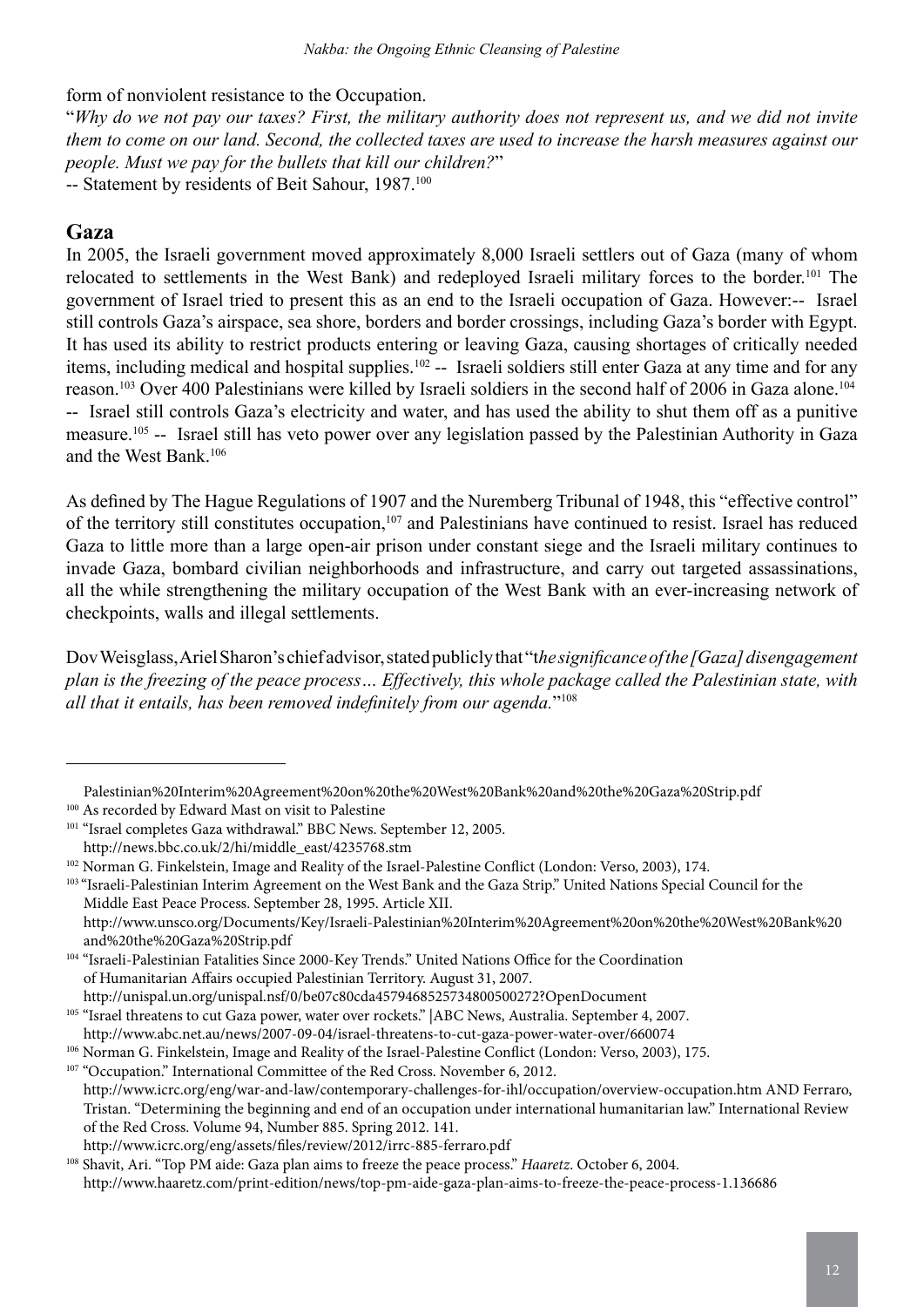form of nonviolent resistance to the Occupation.

"*Why do we not pay our taxes? First, the military authority does not represent us, and we did not invite them to come on our land. Second, the collected taxes are used to increase the harsh measures against our people. Must we pay for the bullets that kill our children?*"

-- Statement by residents of Beit Sahour, 1987.[100]

## Gaza

In 2005, the Israeli government moved approximately 8,000 Israeli settlers out of Gaza (many of whom relocated to settlements in the West Bank) and redeployed Israeli military forces to the border.[101] The government of Israel tried to present this as an end to the Israeli occupation of Gaza. However:-- Israel still controls Gaza's airspace, sea shore, borders and border crossings, including Gaza's border with Egypt. It has used its ability to restrict products entering or leaving Gaza, causing shortages of critically needed items, including medical and hospital supplies.[102] -- Israeli soldiers still enter Gaza at any time and for any reason.[103] Over 400 Palestinians were killed by Israeli soldiers in the second half of 2006 in Gaza alone.[104] -- Israel still controls Gaza's electricity and water, and has used the ability to shut them off as a punitive measure.[105] -- Israel still has veto power over any legislation passed by the Palestinian Authority in Gaza and the West Bank.[106]

As defined by The Hague Regulations of 1907 and the Nuremberg Tribunal of 1948, this "effective control" of the territory still constitutes occupation,[107] and Palestinians have continued to resist. Israel has reduced Gaza to little more than a large open-air prison under constant siege and the Israeli military continues to invade Gaza, bombard civilian neighborhoods and infrastructure, and carry out targeted assassinations, all the while strengthening the military occupation of the West Bank with an ever-increasing network of checkpoints, walls and illegal settlements.

Dov Weisglass, Ariel Sharon's chief advisor, stated publicly that "t*he significance of the [Gaza] disengagement plan is the freezing of the peace process… Effectively, this whole package called the Palestinian state, with all that it entails, has been removed indefinitely from our agenda.*"[108]

---

Palestinian%20Interim%20Agreement%20on%20the%20West%20Bank%20and%20the%20Gaza%20Strip.pdf

[100] As recorded by Edward Mast on visit to Palestine

[101] "Israel completes Gaza withdrawal." BBC News. September 12, 2005. http://news.bbc.co.uk/2/hi/middle_east/4235768.stm

[102] Norman G. Finkelstein, Image and Reality of the Israel-Palestine Conflict (London: Verso, 2003), 174.

[103] "Israeli-Palestinian Interim Agreement on the West Bank and the Gaza Strip." United Nations Special Council for the Middle East Peace Process. September 28, 1995. Article XII. http://www.unsco.org/Documents/Key/Israeli-Palestinian%20Interim%20Agreement%20on%20the%20West%20Bank%20and%20the%20Gaza%20Strip.pdf

[104] "Israeli-Palestinian Fatalities Since 2000-Key Trends." United Nations Office for the Coordination of Humanitarian Affairs occupied Palestinian Territory. August 31, 2007. http://unispal.un.org/unispal.nsf/0/be07c80cda4579468525734800500272?OpenDocument

[105] "Israel threatens to cut Gaza power, water over rockets." |ABC News, Australia. September 4, 2007. http://www.abc.net.au/news/2007-09-04/israel-threatens-to-cut-gaza-power-water-over/660074

[106] Norman G. Finkelstein, Image and Reality of the Israel-Palestine Conflict (London: Verso, 2003), 175.

[107] "Occupation." International Committee of the Red Cross. November 6, 2012. http://www.icrc.org/eng/war-and-law/contemporary-challenges-for-ihl/occupation/overview-occupation.htm AND Ferraro, Tristan. "Determining the beginning and end of an occupation under international humanitarian law." International Review of the Red Cross. Volume 94, Number 885. Spring 2012. 141. http://www.icrc.org/eng/assets/files/review/2012/irrc-885-ferraro.pdf

[108] Shavit, Ari. "Top PM aide: Gaza plan aims to freeze the peace process." *Haaretz*. October 6, 2004. http://www.haaretz.com/print-edition/news/top-pm-aide-gaza-plan-aims-to-freeze-the-peace-process-1.136686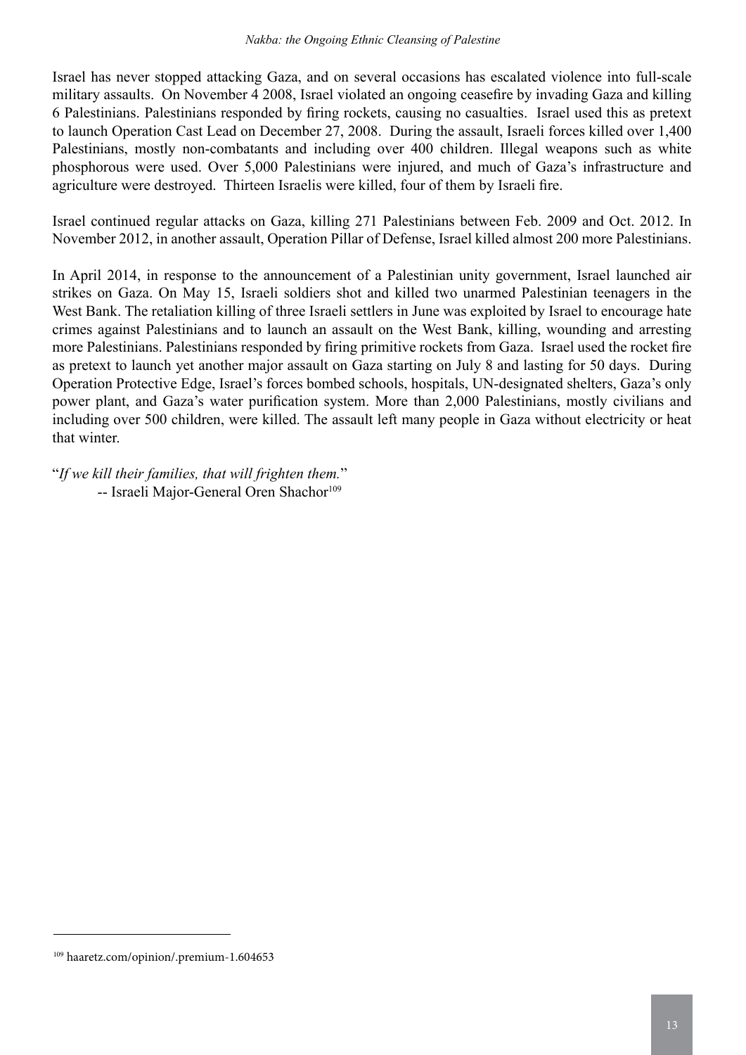Israel has never stopped attacking Gaza, and on several occasions has escalated violence into full-scale military assaults. On November 4 2008, Israel violated an ongoing ceasefire by invading Gaza and killing 6 Palestinians. Palestinians responded by firing rockets, causing no casualties. Israel used this as pretext to launch Operation Cast Lead on December 27, 2008. During the assault, Israeli forces killed over 1,400 Palestinians, mostly non-combatants and including over 400 children. Illegal weapons such as white phosphorous were used. Over 5,000 Palestinians were injured, and much of Gaza's infrastructure and agriculture were destroyed. Thirteen Israelis were killed, four of them by Israeli fire.

Israel continued regular attacks on Gaza, killing 271 Palestinians between Feb. 2009 and Oct. 2012. In November 2012, in another assault, Operation Pillar of Defense, Israel killed almost 200 more Palestinians.

In April 2014, in response to the announcement of a Palestinian unity government, Israel launched air strikes on Gaza. On May 15, Israeli soldiers shot and killed two unarmed Palestinian teenagers in the West Bank. The retaliation killing of three Israeli settlers in June was exploited by Israel to encourage hate crimes against Palestinians and to launch an assault on the West Bank, killing, wounding and arresting more Palestinians. Palestinians responded by firing primitive rockets from Gaza. Israel used the rocket fire as pretext to launch yet another major assault on Gaza starting on July 8 and lasting for 50 days. During Operation Protective Edge, Israel's forces bombed schools, hospitals, UN-designated shelters, Gaza's only power plant, and Gaza's water purification system. More than 2,000 Palestinians, mostly civilians and including over 500 children, were killed. The assault left many people in Gaza without electricity or heat that winter.

"*If we kill their families, that will frighten them.*"
-- Israeli Major-General Oren Shachor[109]

---

[109] haaretz.com/opinion/.premium-1.604653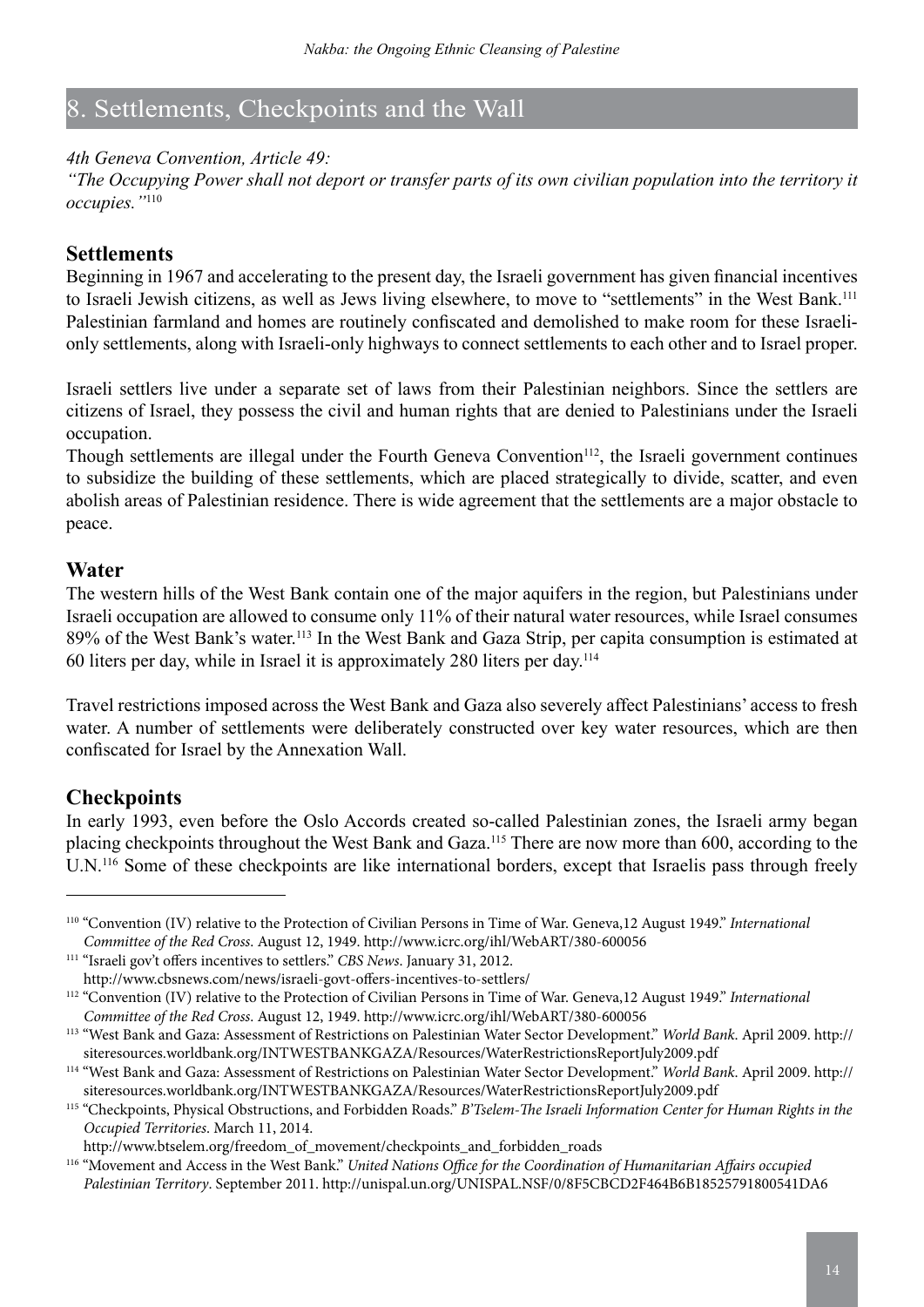## 8. Settlements, Checkpoints and the Wall

*4th Geneva Convention, Article 49:*

*"The Occupying Power shall not deport or transfer parts of its own civilian population into the territory it occupies."*[110]

### Settlements

Beginning in 1967 and accelerating to the present day, the Israeli government has given financial incentives to Israeli Jewish citizens, as well as Jews living elsewhere, to move to "settlements" in the West Bank.[111] Palestinian farmland and homes are routinely confiscated and demolished to make room for these Israeli-only settlements, along with Israeli-only highways to connect settlements to each other and to Israel proper.

Israeli settlers live under a separate set of laws from their Palestinian neighbors. Since the settlers are citizens of Israel, they possess the civil and human rights that are denied to Palestinians under the Israeli occupation.

Though settlements are illegal under the Fourth Geneva Convention[112], the Israeli government continues to subsidize the building of these settlements, which are placed strategically to divide, scatter, and even abolish areas of Palestinian residence. There is wide agreement that the settlements are a major obstacle to peace.

### Water

The western hills of the West Bank contain one of the major aquifers in the region, but Palestinians under Israeli occupation are allowed to consume only 11% of their natural water resources, while Israel consumes 89% of the West Bank's water.[113] In the West Bank and Gaza Strip, per capita consumption is estimated at 60 liters per day, while in Israel it is approximately 280 liters per day.[114]

Travel restrictions imposed across the West Bank and Gaza also severely affect Palestinians' access to fresh water. A number of settlements were deliberately constructed over key water resources, which are then confiscated for Israel by the Annexation Wall.

### Checkpoints

In early 1993, even before the Oslo Accords created so-called Palestinian zones, the Israeli army began placing checkpoints throughout the West Bank and Gaza.[115] There are now more than 600, according to the U.N.[116] Some of these checkpoints are like international borders, except that Israelis pass through freely

---

[110] "Convention (IV) relative to the Protection of Civilian Persons in Time of War. Geneva,12 August 1949." *International Committee of the Red Cross*. August 12, 1949. http://www.icrc.org/ihl/WebART/380-600056

[111] "Israeli gov't offers incentives to settlers." *CBS News*. January 31, 2012. http://www.cbsnews.com/news/israeli-govt-offers-incentives-to-settlers/

[112] "Convention (IV) relative to the Protection of Civilian Persons in Time of War. Geneva,12 August 1949." *International Committee of the Red Cross*. August 12, 1949. http://www.icrc.org/ihl/WebART/380-600056

[113] "West Bank and Gaza: Assessment of Restrictions on Palestinian Water Sector Development." *World Bank*. April 2009. http://siteresources.worldbank.org/INTWESTBANKGAZA/Resources/WaterRestrictionsReportJuly2009.pdf

[114] "West Bank and Gaza: Assessment of Restrictions on Palestinian Water Sector Development." *World Bank*. April 2009. http://siteresources.worldbank.org/INTWESTBANKGAZA/Resources/WaterRestrictionsReportJuly2009.pdf

[115] "Checkpoints, Physical Obstructions, and Forbidden Roads." *B'Tselem-The Israeli Information Center for Human Rights in the Occupied Territories*. March 11, 2014. http://www.btselem.org/freedom_of_movement/checkpoints_and_forbidden_roads

[116] "Movement and Access in the West Bank." *United Nations Office for the Coordination of Humanitarian Affairs occupied Palestinian Territory*. September 2011. http://unispal.un.org/UNISPAL.NSF/0/8F5CBCD2F464B6B18525791800541DA6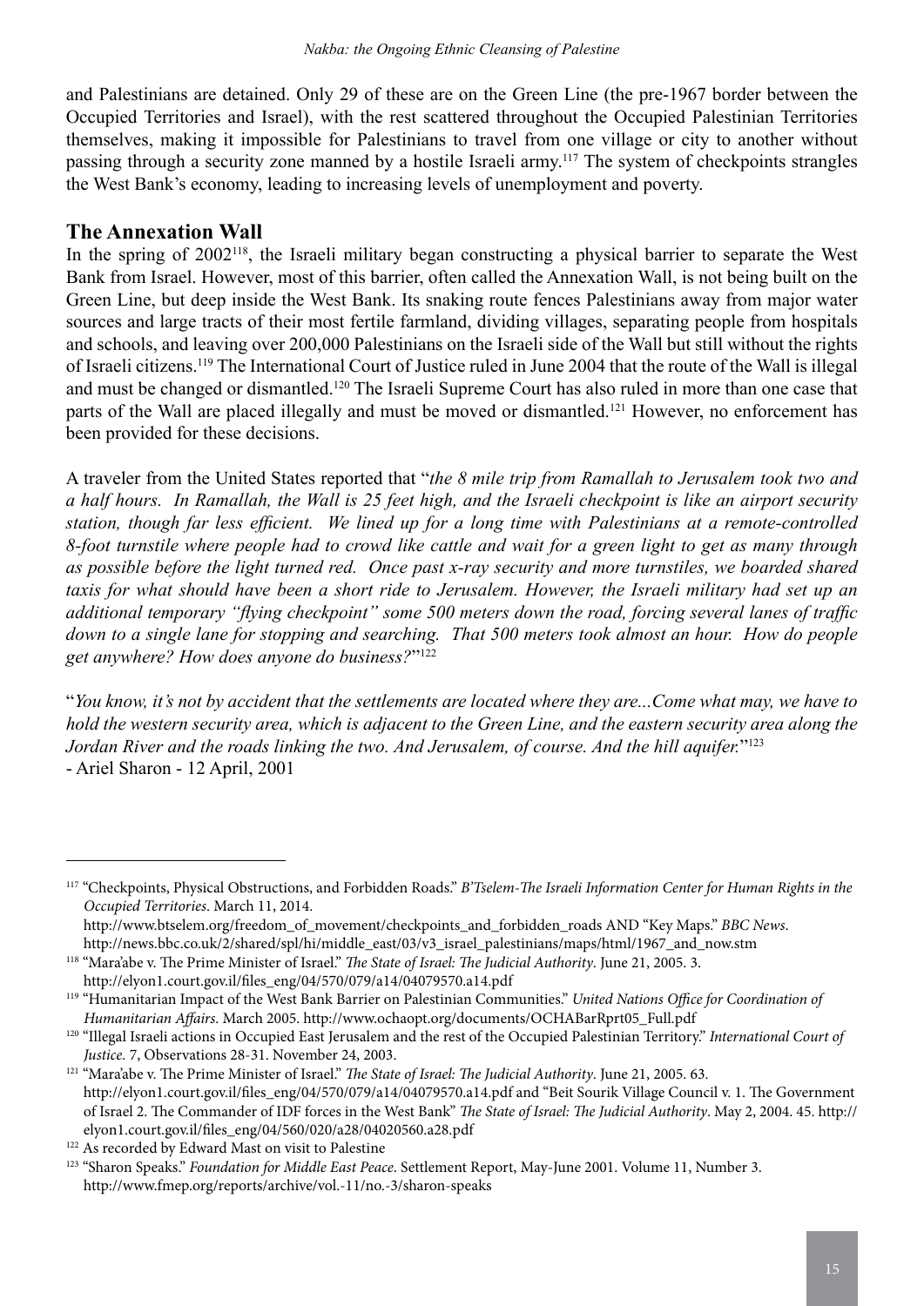and Palestinians are detained. Only 29 of these are on the Green Line (the pre-1967 border between the Occupied Territories and Israel), with the rest scattered throughout the Occupied Palestinian Territories themselves, making it impossible for Palestinians to travel from one village or city to another without passing through a security zone manned by a hostile Israeli army.[117] The system of checkpoints strangles the West Bank's economy, leading to increasing levels of unemployment and poverty.

## The Annexation Wall

In the spring of 2002[118], the Israeli military began constructing a physical barrier to separate the West Bank from Israel. However, most of this barrier, often called the Annexation Wall, is not being built on the Green Line, but deep inside the West Bank. Its snaking route fences Palestinians away from major water sources and large tracts of their most fertile farmland, dividing villages, separating people from hospitals and schools, and leaving over 200,000 Palestinians on the Israeli side of the Wall but still without the rights of Israeli citizens.[119] The International Court of Justice ruled in June 2004 that the route of the Wall is illegal and must be changed or dismantled.[120] The Israeli Supreme Court has also ruled in more than one case that parts of the Wall are placed illegally and must be moved or dismantled.[121] However, no enforcement has been provided for these decisions.

A traveler from the United States reported that "*the 8 mile trip from Ramallah to Jerusalem took two and a half hours. In Ramallah, the Wall is 25 feet high, and the Israeli checkpoint is like an airport security station, though far less efficient. We lined up for a long time with Palestinians at a remote-controlled 8-foot turnstile where people had to crowd like cattle and wait for a green light to get as many through as possible before the light turned red. Once past x-ray security and more turnstiles, we boarded shared taxis for what should have been a short ride to Jerusalem. However, the Israeli military had set up an additional temporary "flying checkpoint" some 500 meters down the road, forcing several lanes of traffic down to a single lane for stopping and searching. That 500 meters took almost an hour. How do people get anywhere? How does anyone do business?*"[122]

"*You know, it's not by accident that the settlements are located where they are...Come what may, we have to hold the western security area, which is adjacent to the Green Line, and the eastern security area along the Jordan River and the roads linking the two. And Jerusalem, of course. And the hill aquifer.*"[123]
- Ariel Sharon - 12 April, 2001

---

[117] "Checkpoints, Physical Obstructions, and Forbidden Roads." *B'Tselem-The Israeli Information Center for Human Rights in the Occupied Territories*. March 11, 2014. http://www.btselem.org/freedom_of_movement/checkpoints_and_forbidden_roads AND "Key Maps." *BBC News*. http://news.bbc.co.uk/2/shared/spl/hi/middle_east/03/v3_israel_palestinians/maps/html/1967_and_now.stm

[118] "Mara'abe v. The Prime Minister of Israel." *The State of Israel: The Judicial Authority*. June 21, 2005. 3. http://elyon1.court.gov.il/files_eng/04/570/079/a14/04079570.a14.pdf

[119] "Humanitarian Impact of the West Bank Barrier on Palestinian Communities." *United Nations Office for Coordination of Humanitarian Affairs*. March 2005. http://www.ochaopt.org/documents/OCHABarRprt05_Full.pdf

[120] "Illegal Israeli actions in Occupied East Jerusalem and the rest of the Occupied Palestinian Territory." *International Court of Justice*. 7, Observations 28-31. November 24, 2003.

[121] "Mara'abe v. The Prime Minister of Israel." *The State of Israel: The Judicial Authority*. June 21, 2005. 63. http://elyon1.court.gov.il/files_eng/04/570/079/a14/04079570.a14.pdf and "Beit Sourik Village Council v. 1. The Government of Israel 2. The Commander of IDF forces in the West Bank" *The State of Israel: The Judicial Authority*. May 2, 2004. 45. http://elyon1.court.gov.il/files_eng/04/560/020/a28/04020560.a28.pdf

[122] As recorded by Edward Mast on visit to Palestine

[123] "Sharon Speaks." *Foundation for Middle East Peace*. Settlement Report, May-June 2001. Volume 11, Number 3. http://www.fmep.org/reports/archive/vol.-11/no.-3/sharon-speaks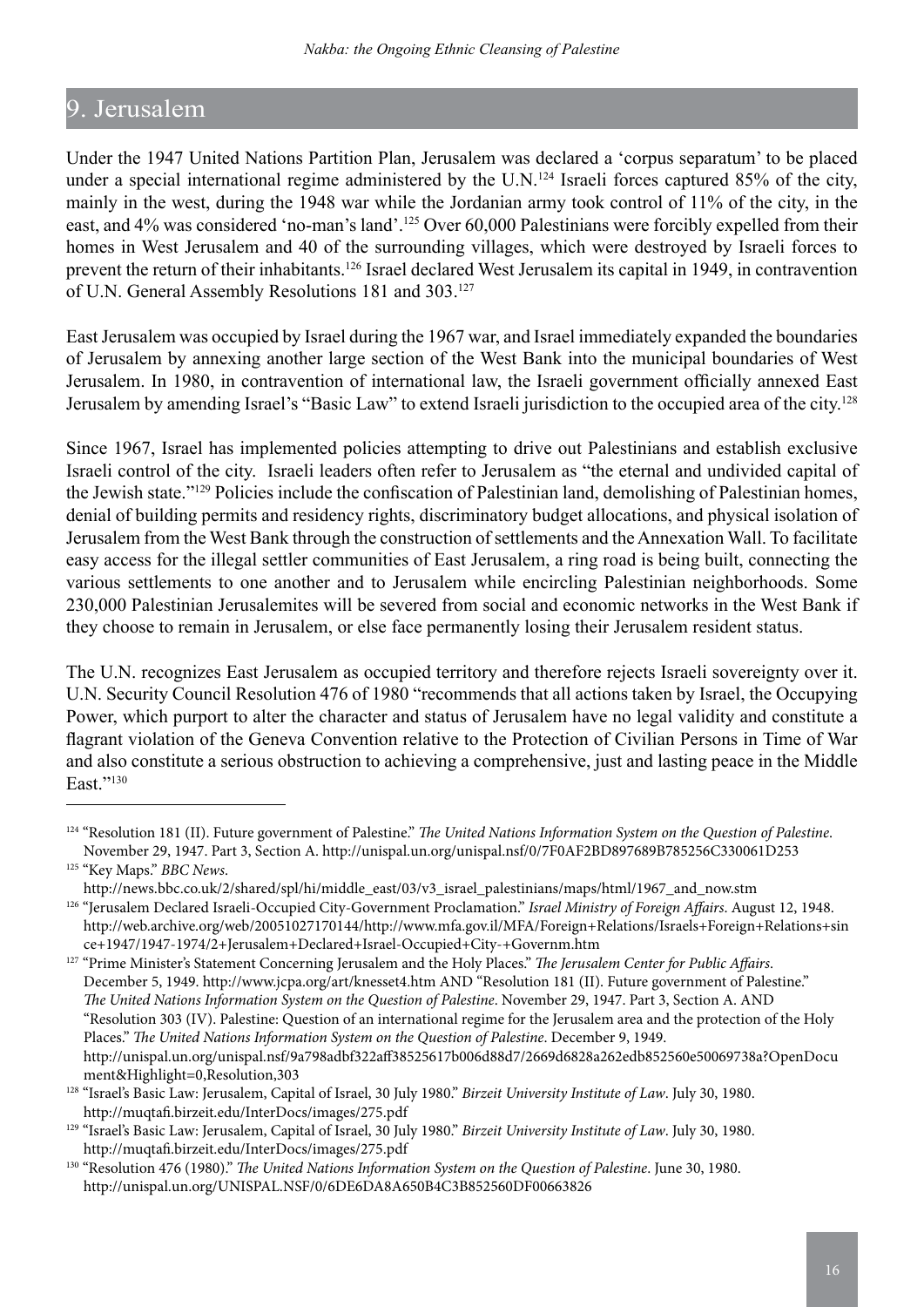## 9. Jerusalem

Under the 1947 United Nations Partition Plan, Jerusalem was declared a 'corpus separatum' to be placed under a special international regime administered by the U.N.[124] Israeli forces captured 85% of the city, mainly in the west, during the 1948 war while the Jordanian army took control of 11% of the city, in the east, and 4% was considered 'no-man's land'.[125] Over 60,000 Palestinians were forcibly expelled from their homes in West Jerusalem and 40 of the surrounding villages, which were destroyed by Israeli forces to prevent the return of their inhabitants.[126] Israel declared West Jerusalem its capital in 1949, in contravention of U.N. General Assembly Resolutions 181 and 303.[127]

East Jerusalem was occupied by Israel during the 1967 war, and Israel immediately expanded the boundaries of Jerusalem by annexing another large section of the West Bank into the municipal boundaries of West Jerusalem. In 1980, in contravention of international law, the Israeli government officially annexed East Jerusalem by amending Israel's "Basic Law" to extend Israeli jurisdiction to the occupied area of the city.[128]

Since 1967, Israel has implemented policies attempting to drive out Palestinians and establish exclusive Israeli control of the city. Israeli leaders often refer to Jerusalem as "the eternal and undivided capital of the Jewish state."[129] Policies include the confiscation of Palestinian land, demolishing of Palestinian homes, denial of building permits and residency rights, discriminatory budget allocations, and physical isolation of Jerusalem from the West Bank through the construction of settlements and the Annexation Wall. To facilitate easy access for the illegal settler communities of East Jerusalem, a ring road is being built, connecting the various settlements to one another and to Jerusalem while encircling Palestinian neighborhoods. Some 230,000 Palestinian Jerusalemites will be severed from social and economic networks in the West Bank if they choose to remain in Jerusalem, or else face permanently losing their Jerusalem resident status.

The U.N. recognizes East Jerusalem as occupied territory and therefore rejects Israeli sovereignty over it. U.N. Security Council Resolution 476 of 1980 "recommends that all actions taken by Israel, the Occupying Power, which purport to alter the character and status of Jerusalem have no legal validity and constitute a flagrant violation of the Geneva Convention relative to the Protection of Civilian Persons in Time of War and also constitute a serious obstruction to achieving a comprehensive, just and lasting peace in the Middle East."[130]

---

[124] "Resolution 181 (II). Future government of Palestine." *The United Nations Information System on the Question of Palestine*. November 29, 1947. Part 3, Section A. http://unispal.un.org/unispal.nsf/0/7F0AF2BD897689B785256C330061D253

[125] "Key Maps." *BBC News*. http://news.bbc.co.uk/2/shared/spl/hi/middle_east/03/v3_israel_palestinians/maps/html/1967_and_now.stm

[126] "Jerusalem Declared Israeli-Occupied City-Government Proclamation." *Israel Ministry of Foreign Affairs*. August 12, 1948. http://web.archive.org/web/20051027170144/http://www.mfa.gov.il/MFA/Foreign+Relations/Israels+Foreign+Relations+since+1947/1947-1974/2+Jerusalem+Declared+Israel-Occupied+City-+Governm.htm

[127] "Prime Minister's Statement Concerning Jerusalem and the Holy Places." *The Jerusalem Center for Public Affairs*. December 5, 1949. http://www.jcpa.org/art/knesset4.htm AND "Resolution 181 (II). Future government of Palestine." *The United Nations Information System on the Question of Palestine*. November 29, 1947. Part 3, Section A. AND "Resolution 303 (IV). Palestine: Question of an international regime for the Jerusalem area and the protection of the Holy Places." *The United Nations Information System on the Question of Palestine*. December 9, 1949. http://unispal.un.org/unispal.nsf/9a798adbf322aff38525617b006d88d7/2669d6828a262edb852560e50069738a?OpenDocument&Highlight=0,Resolution,303

[128] "Israel's Basic Law: Jerusalem, Capital of Israel, 30 July 1980." *Birzeit University Institute of Law*. July 30, 1980. http://muqtafi.birzeit.edu/InterDocs/images/275.pdf

[129] "Israel's Basic Law: Jerusalem, Capital of Israel, 30 July 1980." *Birzeit University Institute of Law*. July 30, 1980. http://muqtafi.birzeit.edu/InterDocs/images/275.pdf

[130] "Resolution 476 (1980)." *The United Nations Information System on the Question of Palestine*. June 30, 1980. http://unispal.un.org/UNISPAL.NSF/0/6DE6DA8A650B4C3B852560DF00663826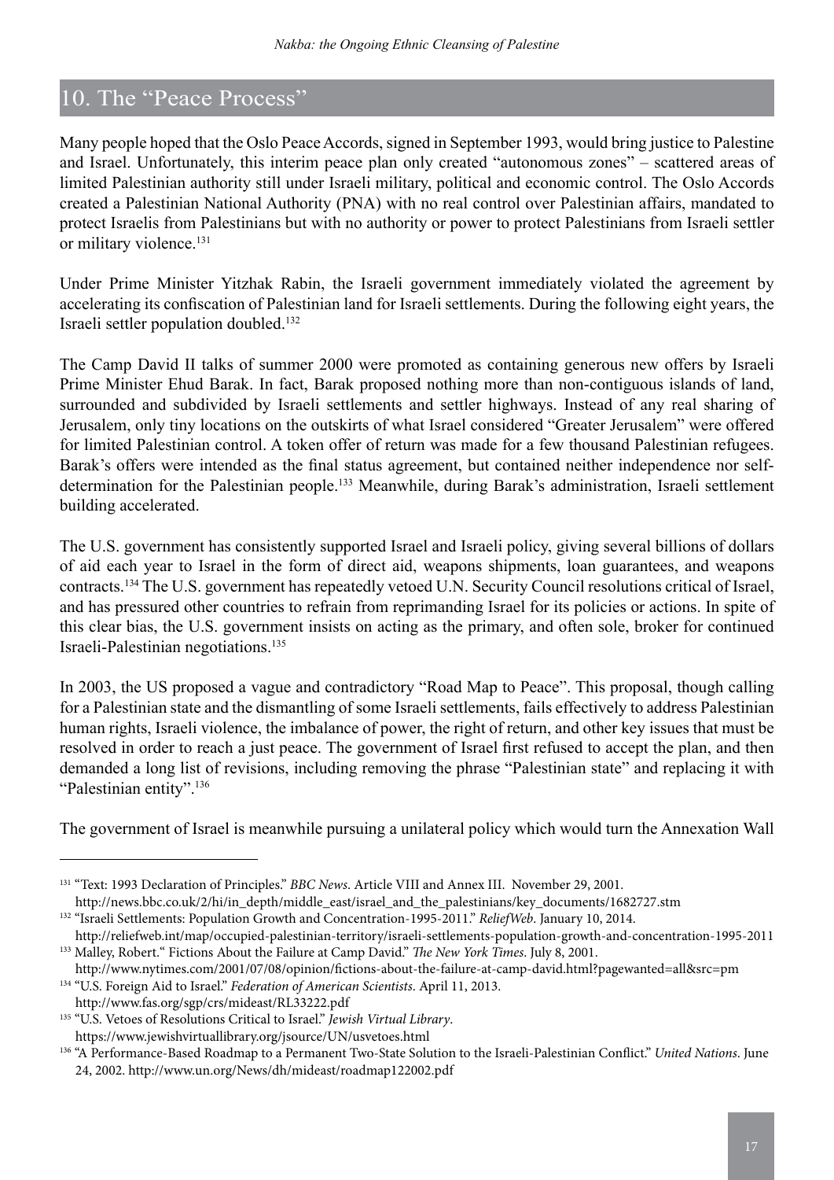## 10. The "Peace Process"

Many people hoped that the Oslo Peace Accords, signed in September 1993, would bring justice to Palestine and Israel. Unfortunately, this interim peace plan only created "autonomous zones" – scattered areas of limited Palestinian authority still under Israeli military, political and economic control. The Oslo Accords created a Palestinian National Authority (PNA) with no real control over Palestinian affairs, mandated to protect Israelis from Palestinians but with no authority or power to protect Palestinians from Israeli settler or military violence.[131]

Under Prime Minister Yitzhak Rabin, the Israeli government immediately violated the agreement by accelerating its confiscation of Palestinian land for Israeli settlements. During the following eight years, the Israeli settler population doubled.[132]

The Camp David II talks of summer 2000 were promoted as containing generous new offers by Israeli Prime Minister Ehud Barak. In fact, Barak proposed nothing more than non-contiguous islands of land, surrounded and subdivided by Israeli settlements and settler highways. Instead of any real sharing of Jerusalem, only tiny locations on the outskirts of what Israel considered "Greater Jerusalem" were offered for limited Palestinian control. A token offer of return was made for a few thousand Palestinian refugees. Barak's offers were intended as the final status agreement, but contained neither independence nor self-determination for the Palestinian people.[133] Meanwhile, during Barak's administration, Israeli settlement building accelerated.

The U.S. government has consistently supported Israel and Israeli policy, giving several billions of dollars of aid each year to Israel in the form of direct aid, weapons shipments, loan guarantees, and weapons contracts.[134] The U.S. government has repeatedly vetoed U.N. Security Council resolutions critical of Israel, and has pressured other countries to refrain from reprimanding Israel for its policies or actions. In spite of this clear bias, the U.S. government insists on acting as the primary, and often sole, broker for continued Israeli-Palestinian negotiations.[135]

In 2003, the US proposed a vague and contradictory "Road Map to Peace". This proposal, though calling for a Palestinian state and the dismantling of some Israeli settlements, fails effectively to address Palestinian human rights, Israeli violence, the imbalance of power, the right of return, and other key issues that must be resolved in order to reach a just peace. The government of Israel first refused to accept the plan, and then demanded a long list of revisions, including removing the phrase "Palestinian state" and replacing it with "Palestinian entity".[136]

The government of Israel is meanwhile pursuing a unilateral policy which would turn the Annexation Wall

---

[131] "Text: 1993 Declaration of Principles." *BBC News*. Article VIII and Annex III. November 29, 2001. http://news.bbc.co.uk/2/hi/in_depth/middle_east/israel_and_the_palestinians/key_documents/1682727.stm

[132] "Israeli Settlements: Population Growth and Concentration-1995-2011." *ReliefWeb*. January 10, 2014. http://reliefweb.int/map/occupied-palestinian-territory/israeli-settlements-population-growth-and-concentration-1995-2011

[133] Malley, Robert." Fictions About the Failure at Camp David." *The New York Times*. July 8, 2001. http://www.nytimes.com/2001/07/08/opinion/fictions-about-the-failure-at-camp-david.html?pagewanted=all&src=pm

[134] "U.S. Foreign Aid to Israel." *Federation of American Scientists*. April 11, 2013. http://www.fas.org/sgp/crs/mideast/RL33222.pdf

[135] "U.S. Vetoes of Resolutions Critical to Israel." *Jewish Virtual Library*. https://www.jewishvirtuallibrary.org/jsource/UN/usvetoes.html

[136] "A Performance-Based Roadmap to a Permanent Two-State Solution to the Israeli-Palestinian Conflict." *United Nations*. June 24, 2002. http://www.un.org/News/dh/mideast/roadmap122002.pdf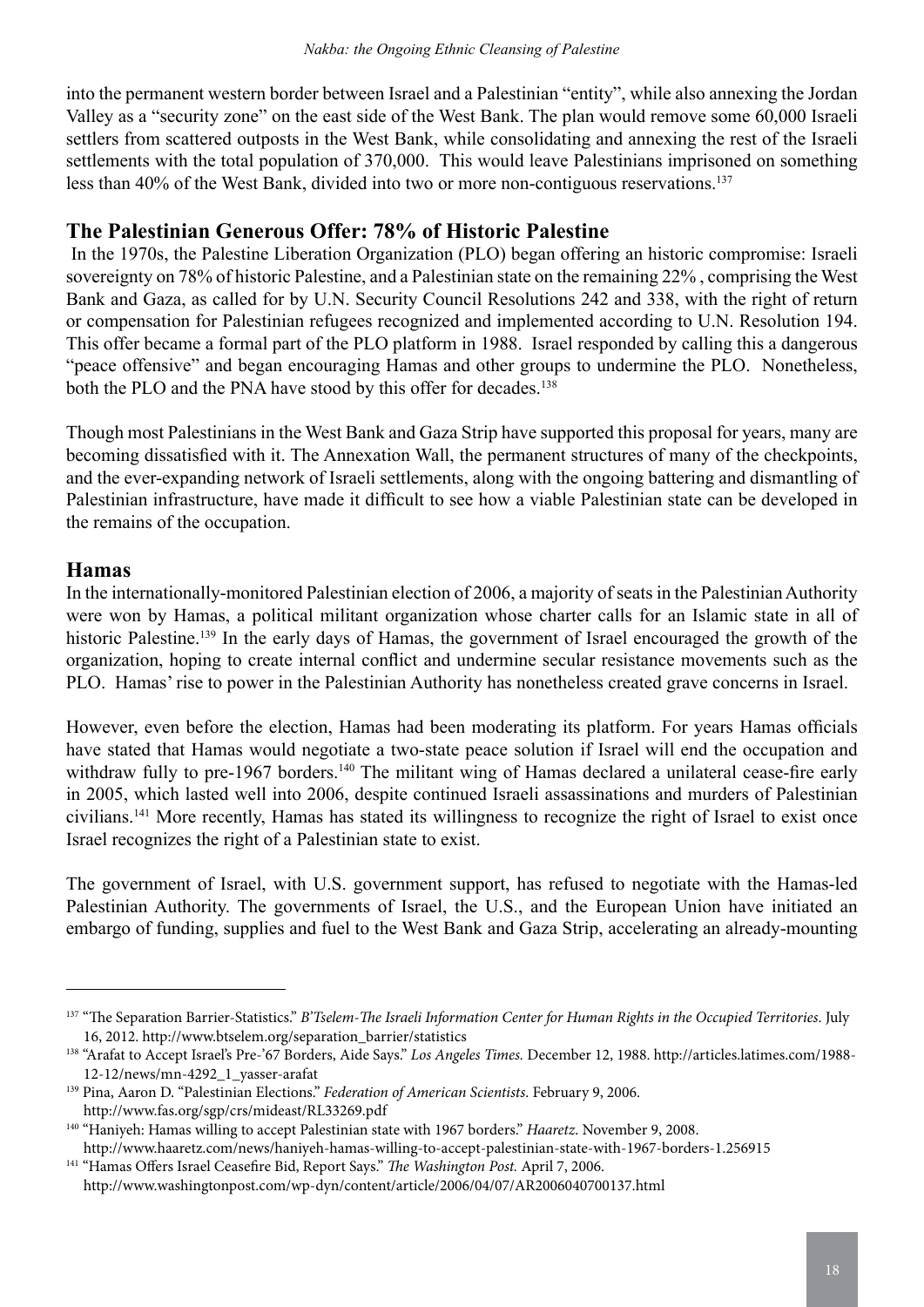into the permanent western border between Israel and a Palestinian "entity", while also annexing the Jordan Valley as a "security zone" on the east side of the West Bank. The plan would remove some 60,000 Israeli settlers from scattered outposts in the West Bank, while consolidating and annexing the rest of the Israeli settlements with the total population of 370,000. This would leave Palestinians imprisoned on something less than 40% of the West Bank, divided into two or more non-contiguous reservations.[137]

## The Palestinian Generous Offer: 78% of Historic Palestine

In the 1970s, the Palestine Liberation Organization (PLO) began offering an historic compromise: Israeli sovereignty on 78% of historic Palestine, and a Palestinian state on the remaining 22% , comprising the West Bank and Gaza, as called for by U.N. Security Council Resolutions 242 and 338, with the right of return or compensation for Palestinian refugees recognized and implemented according to U.N. Resolution 194. This offer became a formal part of the PLO platform in 1988. Israel responded by calling this a dangerous "peace offensive" and began encouraging Hamas and other groups to undermine the PLO. Nonetheless, both the PLO and the PNA have stood by this offer for decades.[138]

Though most Palestinians in the West Bank and Gaza Strip have supported this proposal for years, many are becoming dissatisfied with it. The Annexation Wall, the permanent structures of many of the checkpoints, and the ever-expanding network of Israeli settlements, along with the ongoing battering and dismantling of Palestinian infrastructure, have made it difficult to see how a viable Palestinian state can be developed in the remains of the occupation.

## Hamas

In the internationally-monitored Palestinian election of 2006, a majority of seats in the Palestinian Authority were won by Hamas, a political militant organization whose charter calls for an Islamic state in all of historic Palestine.[139] In the early days of Hamas, the government of Israel encouraged the growth of the organization, hoping to create internal conflict and undermine secular resistance movements such as the PLO. Hamas' rise to power in the Palestinian Authority has nonetheless created grave concerns in Israel.

However, even before the election, Hamas had been moderating its platform. For years Hamas officials have stated that Hamas would negotiate a two-state peace solution if Israel will end the occupation and withdraw fully to pre-1967 borders.[140] The militant wing of Hamas declared a unilateral cease-fire early in 2005, which lasted well into 2006, despite continued Israeli assassinations and murders of Palestinian civilians.[141] More recently, Hamas has stated its willingness to recognize the right of Israel to exist once Israel recognizes the right of a Palestinian state to exist.

The government of Israel, with U.S. government support, has refused to negotiate with the Hamas-led Palestinian Authority. The governments of Israel, the U.S., and the European Union have initiated an embargo of funding, supplies and fuel to the West Bank and Gaza Strip, accelerating an already-mounting

---

[137] "The Separation Barrier-Statistics." *B'Tselem-The Israeli Information Center for Human Rights in the Occupied Territories*. July 16, 2012. http://www.btselem.org/separation_barrier/statistics

[138] "Arafat to Accept Israel's Pre-'67 Borders, Aide Says." *Los Angeles Times.* December 12, 1988. http://articles.latimes.com/1988-12-12/news/mn-4292_1_yasser-arafat

[139] Pina, Aaron D. "Palestinian Elections." *Federation of American Scientists*. February 9, 2006. http://www.fas.org/sgp/crs/mideast/RL33269.pdf

[140] "Haniyeh: Hamas willing to accept Palestinian state with 1967 borders." *Haaretz*. November 9, 2008. http://www.haaretz.com/news/haniyeh-hamas-willing-to-accept-palestinian-state-with-1967-borders-1.256915

[141] "Hamas Offers Israel Ceasefire Bid, Report Says." *The Washington Post.* April 7, 2006. http://www.washingtonpost.com/wp-dyn/content/article/2006/04/07/AR2006040700137.html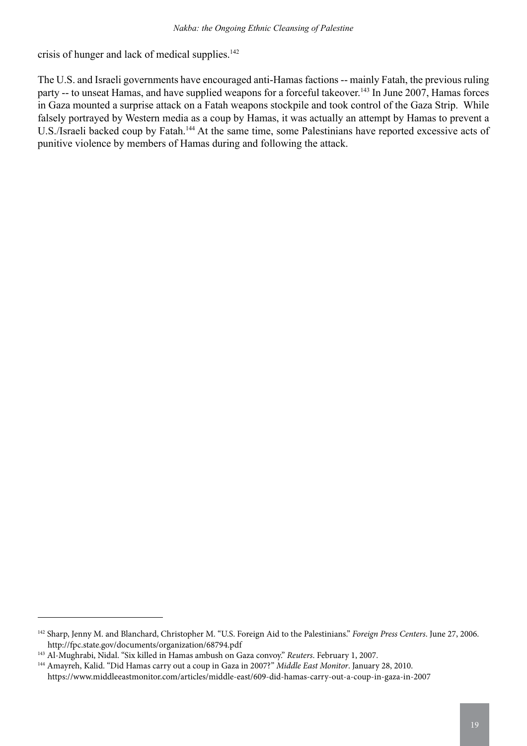crisis of hunger and lack of medical supplies.[142]

The U.S. and Israeli governments have encouraged anti-Hamas factions -- mainly Fatah, the previous ruling party -- to unseat Hamas, and have supplied weapons for a forceful takeover.[143] In June 2007, Hamas forces in Gaza mounted a surprise attack on a Fatah weapons stockpile and took control of the Gaza Strip. While falsely portrayed by Western media as a coup by Hamas, it was actually an attempt by Hamas to prevent a U.S./Israeli backed coup by Fatah.[144] At the same time, some Palestinians have reported excessive acts of punitive violence by members of Hamas during and following the attack.

---

[142] Sharp, Jenny M. and Blanchard, Christopher M. "U.S. Foreign Aid to the Palestinians." *Foreign Press Centers*. June 27, 2006. http://fpc.state.gov/documents/organization/68794.pdf

[143] Al-Mughrabi, Nidal. "Six killed in Hamas ambush on Gaza convoy." *Reuters*. February 1, 2007.

[144] Amayreh, Kalid. "Did Hamas carry out a coup in Gaza in 2007?" *Middle East Monitor*. January 28, 2010. https://www.middleeastmonitor.com/articles/middle-east/609-did-hamas-carry-out-a-coup-in-gaza-in-2007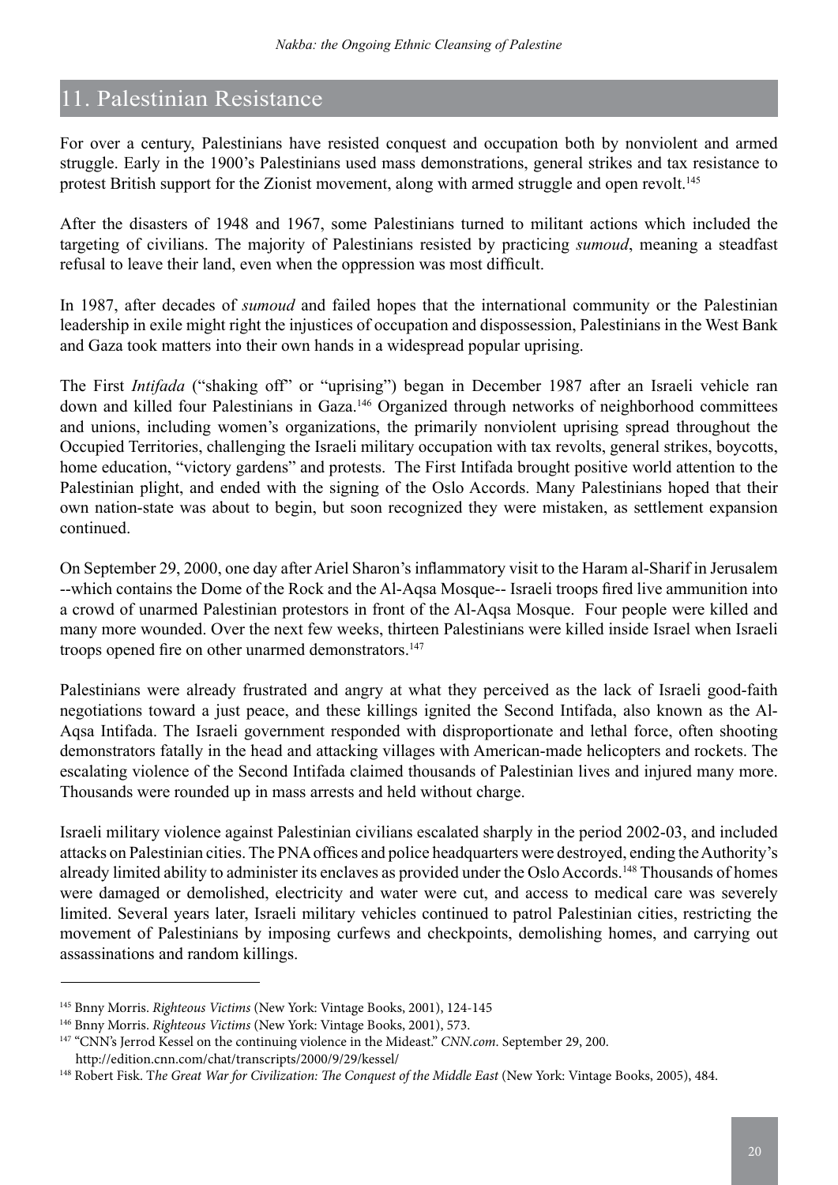## 11. Palestinian Resistance

For over a century, Palestinians have resisted conquest and occupation both by nonviolent and armed struggle. Early in the 1900's Palestinians used mass demonstrations, general strikes and tax resistance to protest British support for the Zionist movement, along with armed struggle and open revolt.[145]

After the disasters of 1948 and 1967, some Palestinians turned to militant actions which included the targeting of civilians. The majority of Palestinians resisted by practicing *sumoud*, meaning a steadfast refusal to leave their land, even when the oppression was most difficult.

In 1987, after decades of *sumoud* and failed hopes that the international community or the Palestinian leadership in exile might right the injustices of occupation and dispossession, Palestinians in the West Bank and Gaza took matters into their own hands in a widespread popular uprising.

The First *Intifada* ("shaking off" or "uprising") began in December 1987 after an Israeli vehicle ran down and killed four Palestinians in Gaza.[146] Organized through networks of neighborhood committees and unions, including women's organizations, the primarily nonviolent uprising spread throughout the Occupied Territories, challenging the Israeli military occupation with tax revolts, general strikes, boycotts, home education, "victory gardens" and protests. The First Intifada brought positive world attention to the Palestinian plight, and ended with the signing of the Oslo Accords. Many Palestinians hoped that their own nation-state was about to begin, but soon recognized they were mistaken, as settlement expansion continued.

On September 29, 2000, one day after Ariel Sharon's inflammatory visit to the Haram al-Sharif in Jerusalem --which contains the Dome of the Rock and the Al-Aqsa Mosque-- Israeli troops fired live ammunition into a crowd of unarmed Palestinian protestors in front of the Al-Aqsa Mosque. Four people were killed and many more wounded. Over the next few weeks, thirteen Palestinians were killed inside Israel when Israeli troops opened fire on other unarmed demonstrators.[147]

Palestinians were already frustrated and angry at what they perceived as the lack of Israeli good-faith negotiations toward a just peace, and these killings ignited the Second Intifada, also known as the Al-Aqsa Intifada. The Israeli government responded with disproportionate and lethal force, often shooting demonstrators fatally in the head and attacking villages with American-made helicopters and rockets. The escalating violence of the Second Intifada claimed thousands of Palestinian lives and injured many more. Thousands were rounded up in mass arrests and held without charge.

Israeli military violence against Palestinian civilians escalated sharply in the period 2002-03, and included attacks on Palestinian cities. The PNA offices and police headquarters were destroyed, ending the Authority's already limited ability to administer its enclaves as provided under the Oslo Accords.[148] Thousands of homes were damaged or demolished, electricity and water were cut, and access to medical care was severely limited. Several years later, Israeli military vehicles continued to patrol Palestinian cities, restricting the movement of Palestinians by imposing curfews and checkpoints, demolishing homes, and carrying out assassinations and random killings.

---

[145] Bnny Morris. *Righteous Victims* (New York: Vintage Books, 2001), 124-145

[146] Bnny Morris. *Righteous Victims* (New York: Vintage Books, 2001), 573.

[147] "CNN's Jerrod Kessel on the continuing violence in the Mideast." *CNN.com*. September 29, 200. http://edition.cnn.com/chat/transcripts/2000/9/29/kessel/

[148] Robert Fisk. *The Great War for Civilization: The Conquest of the Middle East* (New York: Vintage Books, 2005), 484.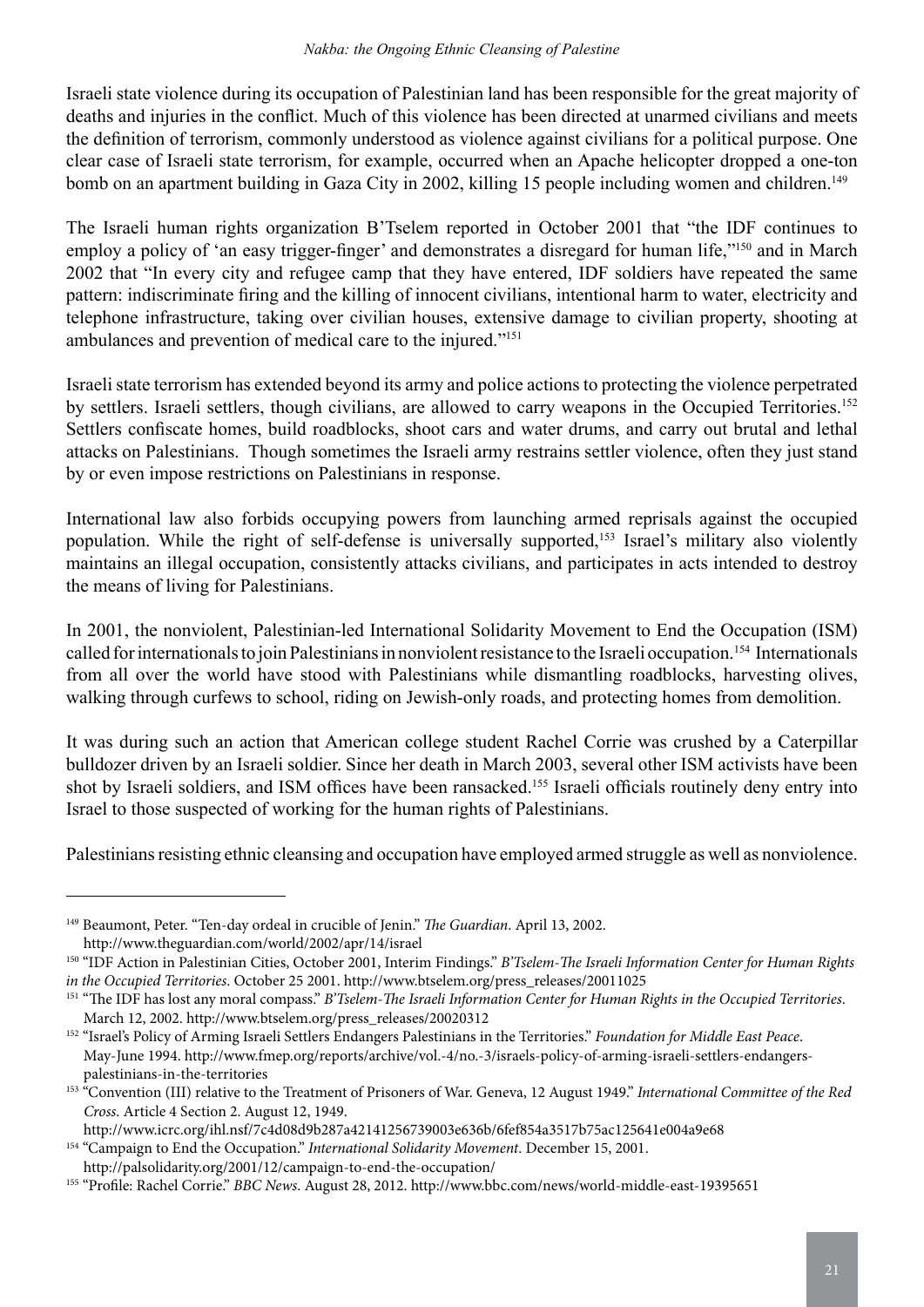Israeli state violence during its occupation of Palestinian land has been responsible for the great majority of deaths and injuries in the conflict. Much of this violence has been directed at unarmed civilians and meets the definition of terrorism, commonly understood as violence against civilians for a political purpose. One clear case of Israeli state terrorism, for example, occurred when an Apache helicopter dropped a one-ton bomb on an apartment building in Gaza City in 2002, killing 15 people including women and children.[149]

The Israeli human rights organization B'Tselem reported in October 2001 that "the IDF continues to employ a policy of 'an easy trigger-finger' and demonstrates a disregard for human life,"[150] and in March 2002 that "In every city and refugee camp that they have entered, IDF soldiers have repeated the same pattern: indiscriminate firing and the killing of innocent civilians, intentional harm to water, electricity and telephone infrastructure, taking over civilian houses, extensive damage to civilian property, shooting at ambulances and prevention of medical care to the injured."[151]

Israeli state terrorism has extended beyond its army and police actions to protecting the violence perpetrated by settlers. Israeli settlers, though civilians, are allowed to carry weapons in the Occupied Territories.[152] Settlers confiscate homes, build roadblocks, shoot cars and water drums, and carry out brutal and lethal attacks on Palestinians. Though sometimes the Israeli army restrains settler violence, often they just stand by or even impose restrictions on Palestinians in response.

International law also forbids occupying powers from launching armed reprisals against the occupied population. While the right of self-defense is universally supported,[153] Israel's military also violently maintains an illegal occupation, consistently attacks civilians, and participates in acts intended to destroy the means of living for Palestinians.

In 2001, the nonviolent, Palestinian-led International Solidarity Movement to End the Occupation (ISM) called for internationals to join Palestinians in nonviolent resistance to the Israeli occupation.[154] Internationals from all over the world have stood with Palestinians while dismantling roadblocks, harvesting olives, walking through curfews to school, riding on Jewish-only roads, and protecting homes from demolition.

It was during such an action that American college student Rachel Corrie was crushed by a Caterpillar bulldozer driven by an Israeli soldier. Since her death in March 2003, several other ISM activists have been shot by Israeli soldiers, and ISM offices have been ransacked.[155] Israeli officials routinely deny entry into Israel to those suspected of working for the human rights of Palestinians.

Palestinians resisting ethnic cleansing and occupation have employed armed struggle as well as nonviolence.

---

[149] Beaumont, Peter. "Ten-day ordeal in crucible of Jenin." *The Guardian*. April 13, 2002. http://www.theguardian.com/world/2002/apr/14/israel

[150] "IDF Action in Palestinian Cities, October 2001, Interim Findings." *B'Tselem-The Israeli Information Center for Human Rights in the Occupied Territories*. October 25 2001. http://www.btselem.org/press_releases/20011025

[151] "The IDF has lost any moral compass." *B'Tselem-The Israeli Information Center for Human Rights in the Occupied Territories*. March 12, 2002. http://www.btselem.org/press_releases/20020312

[152] "Israel's Policy of Arming Israeli Settlers Endangers Palestinians in the Territories." *Foundation for Middle East Peace*. May-June 1994. http://www.fmep.org/reports/archive/vol.-4/no.-3/israels-policy-of-arming-israeli-settlers-endangers-palestinians-in-the-territories

[153] "Convention (III) relative to the Treatment of Prisoners of War. Geneva, 12 August 1949." *International Committee of the Red Cross*. Article 4 Section 2. August 12, 1949. http://www.icrc.org/ihl.nsf/7c4d08d9b287a42141256739003e636b/6fef854a3517b75ac125641e004a9e68

[154] "Campaign to End the Occupation." *International Solidarity Movement*. December 15, 2001. http://palsolidarity.org/2001/12/campaign-to-end-the-occupation/

[155] "Profile: Rachel Corrie." *BBC News*. August 28, 2012. http://www.bbc.com/news/world-middle-east-19395651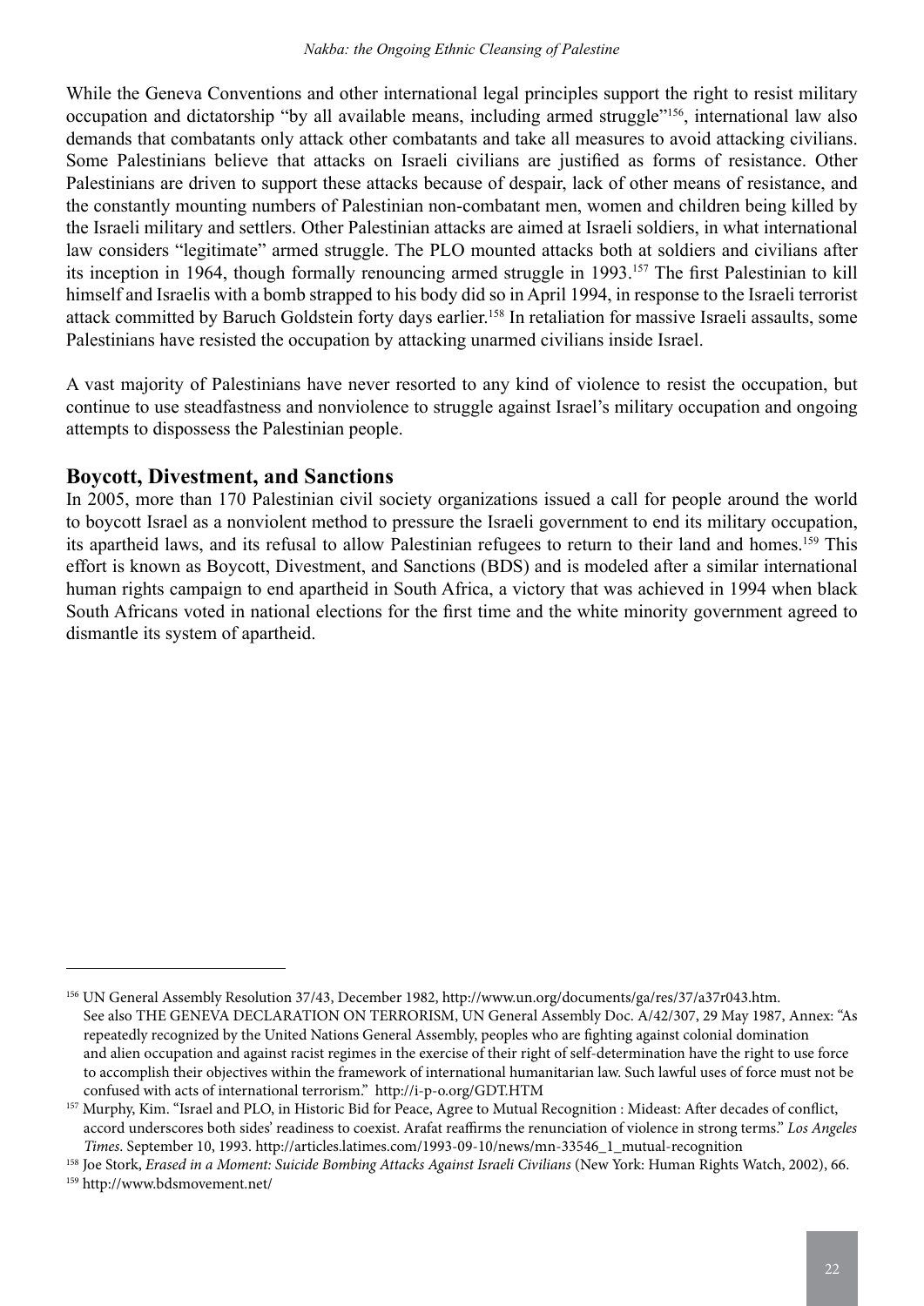While the Geneva Conventions and other international legal principles support the right to resist military occupation and dictatorship "by all available means, including armed struggle"[156], international law also demands that combatants only attack other combatants and take all measures to avoid attacking civilians. Some Palestinians believe that attacks on Israeli civilians are justified as forms of resistance. Other Palestinians are driven to support these attacks because of despair, lack of other means of resistance, and the constantly mounting numbers of Palestinian non-combatant men, women and children being killed by the Israeli military and settlers. Other Palestinian attacks are aimed at Israeli soldiers, in what international law considers "legitimate" armed struggle. The PLO mounted attacks both at soldiers and civilians after its inception in 1964, though formally renouncing armed struggle in 1993.[157] The first Palestinian to kill himself and Israelis with a bomb strapped to his body did so in April 1994, in response to the Israeli terrorist attack committed by Baruch Goldstein forty days earlier.[158] In retaliation for massive Israeli assaults, some Palestinians have resisted the occupation by attacking unarmed civilians inside Israel.

A vast majority of Palestinians have never resorted to any kind of violence to resist the occupation, but continue to use steadfastness and nonviolence to struggle against Israel's military occupation and ongoing attempts to dispossess the Palestinian people.

## Boycott, Divestment, and Sanctions

In 2005, more than 170 Palestinian civil society organizations issued a call for people around the world to boycott Israel as a nonviolent method to pressure the Israeli government to end its military occupation, its apartheid laws, and its refusal to allow Palestinian refugees to return to their land and homes.[159] This effort is known as Boycott, Divestment, and Sanctions (BDS) and is modeled after a similar international human rights campaign to end apartheid in South Africa, a victory that was achieved in 1994 when black South Africans voted in national elections for the first time and the white minority government agreed to dismantle its system of apartheid.

---

[156] UN General Assembly Resolution 37/43, December 1982, http://www.un.org/documents/ga/res/37/a37r043.htm. See also THE GENEVA DECLARATION ON TERRORISM, UN General Assembly Doc. A/42/307, 29 May 1987, Annex: "As repeatedly recognized by the United Nations General Assembly, peoples who are fighting against colonial domination and alien occupation and against racist regimes in the exercise of their right of self-determination have the right to use force to accomplish their objectives within the framework of international humanitarian law. Such lawful uses of force must not be confused with acts of international terrorism." http://i-p-o.org/GDT.HTM

[157] Murphy, Kim. "Israel and PLO, in Historic Bid for Peace, Agree to Mutual Recognition : Mideast: After decades of conflict, accord underscores both sides' readiness to coexist. Arafat reaffirms the renunciation of violence in strong terms." *Los Angeles Times*. September 10, 1993. http://articles.latimes.com/1993-09-10/news/mn-33546_1_mutual-recognition

[158] Joe Stork, *Erased in a Moment: Suicide Bombing Attacks Against Israeli Civilians* (New York: Human Rights Watch, 2002), 66.

[159] http://www.bdsmovement.net/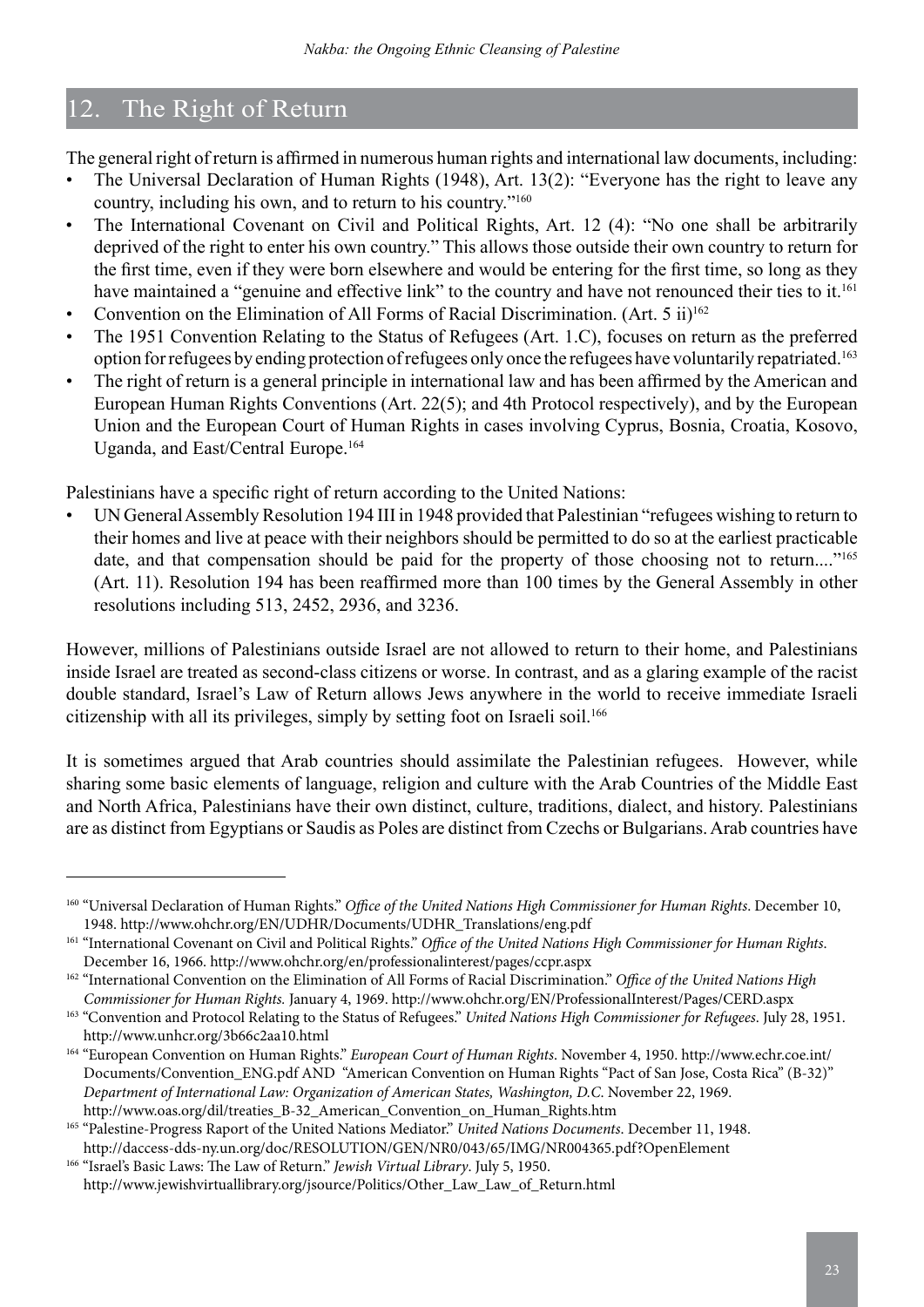## 12. The Right of Return

The general right of return is affirmed in numerous human rights and international law documents, including:

- The Universal Declaration of Human Rights (1948), Art. 13(2): "Everyone has the right to leave any country, including his own, and to return to his country."[160]
- The International Covenant on Civil and Political Rights, Art. 12 (4): "No one shall be arbitrarily deprived of the right to enter his own country." This allows those outside their own country to return for the first time, even if they were born elsewhere and would be entering for the first time, so long as they have maintained a "genuine and effective link" to the country and have not renounced their ties to it.[161]
- Convention on the Elimination of All Forms of Racial Discrimination. (Art. 5 ii)[162]
- The 1951 Convention Relating to the Status of Refugees (Art. 1.C), focuses on return as the preferred option for refugees by ending protection of refugees only once the refugees have voluntarily repatriated.[163]
- The right of return is a general principle in international law and has been affirmed by the American and European Human Rights Conventions (Art. 22(5); and 4th Protocol respectively), and by the European Union and the European Court of Human Rights in cases involving Cyprus, Bosnia, Croatia, Kosovo, Uganda, and East/Central Europe.[164]

Palestinians have a specific right of return according to the United Nations:

- UN General Assembly Resolution 194 III in 1948 provided that Palestinian "refugees wishing to return to their homes and live at peace with their neighbors should be permitted to do so at the earliest practicable date, and that compensation should be paid for the property of those choosing not to return...."[165] (Art. 11). Resolution 194 has been reaffirmed more than 100 times by the General Assembly in other resolutions including 513, 2452, 2936, and 3236.

However, millions of Palestinians outside Israel are not allowed to return to their home, and Palestinians inside Israel are treated as second-class citizens or worse. In contrast, and as a glaring example of the racist double standard, Israel's Law of Return allows Jews anywhere in the world to receive immediate Israeli citizenship with all its privileges, simply by setting foot on Israeli soil.[166]

It is sometimes argued that Arab countries should assimilate the Palestinian refugees. However, while sharing some basic elements of language, religion and culture with the Arab Countries of the Middle East and North Africa, Palestinians have their own distinct, culture, traditions, dialect, and history. Palestinians are as distinct from Egyptians or Saudis as Poles are distinct from Czechs or Bulgarians. Arab countries have

---

[160] "Universal Declaration of Human Rights." *Office of the United Nations High Commissioner for Human Rights*. December 10, 1948. http://www.ohchr.org/EN/UDHR/Documents/UDHR_Translations/eng.pdf

[161] "International Covenant on Civil and Political Rights." *Office of the United Nations High Commissioner for Human Rights*. December 16, 1966. http://www.ohchr.org/en/professionalinterest/pages/ccpr.aspx

[162] "International Convention on the Elimination of All Forms of Racial Discrimination." *Office of the United Nations High Commissioner for Human Rights.* January 4, 1969. http://www.ohchr.org/EN/ProfessionalInterest/Pages/CERD.aspx

[163] "Convention and Protocol Relating to the Status of Refugees." *United Nations High Commissioner for Refugees*. July 28, 1951. http://www.unhcr.org/3b66c2aa10.html

[164] "European Convention on Human Rights." *European Court of Human Rights*. November 4, 1950. http://www.echr.coe.int/Documents/Convention_ENG.pdf AND "American Convention on Human Rights "Pact of San Jose, Costa Rica" (B-32)" *Department of International Law: Organization of American States, Washington, D.C.* November 22, 1969. http://www.oas.org/dil/treaties_B-32_American_Convention_on_Human_Rights.htm

[165] "Palestine-Progress Raport of the United Nations Mediator." *United Nations Documents*. December 11, 1948. http://daccess-dds-ny.un.org/doc/RESOLUTION/GEN/NR0/043/65/IMG/NR004365.pdf?OpenElement

[166] "Israel's Basic Laws: The Law of Return." *Jewish Virtual Library*. July 5, 1950. http://www.jewishvirtuallibrary.org/jsource/Politics/Other_Law_Law_of_Return.html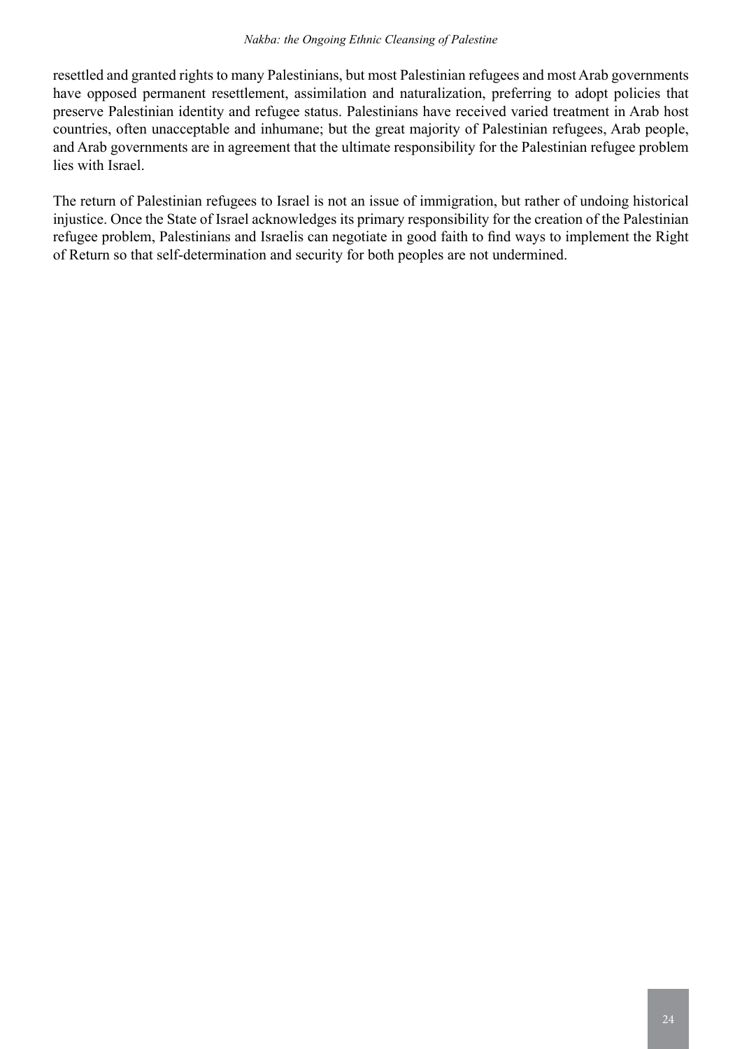resettled and granted rights to many Palestinians, but most Palestinian refugees and most Arab governments have opposed permanent resettlement, assimilation and naturalization, preferring to adopt policies that preserve Palestinian identity and refugee status. Palestinians have received varied treatment in Arab host countries, often unacceptable and inhumane; but the great majority of Palestinian refugees, Arab people, and Arab governments are in agreement that the ultimate responsibility for the Palestinian refugee problem lies with Israel.

The return of Palestinian refugees to Israel is not an issue of immigration, but rather of undoing historical injustice. Once the State of Israel acknowledges its primary responsibility for the creation of the Palestinian refugee problem, Palestinians and Israelis can negotiate in good faith to find ways to implement the Right of Return so that self-determination and security for both peoples are not undermined.